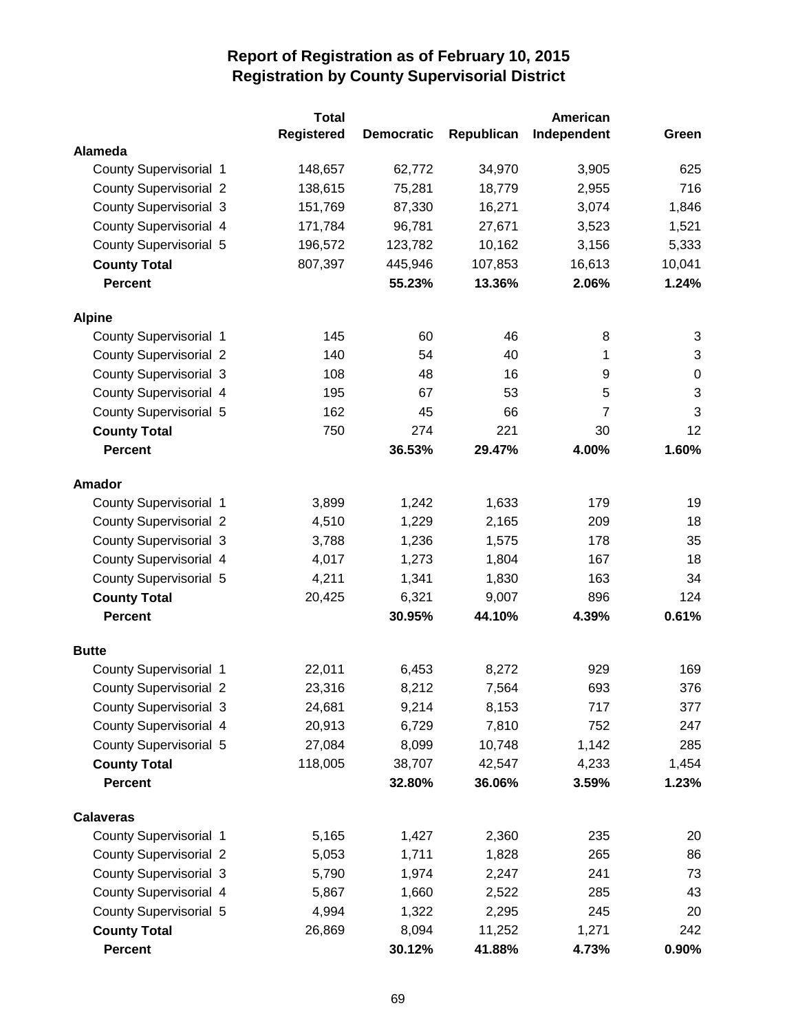# Report of Registration as of February 10, 2015
## Registration by County Supervisorial District

| | Total Registered | Democratic | Republican | American Independent | Green |
|---|---|---|---|---|---|
| **Alameda** | | | | | |
| County Supervisorial 1 | 148,657 | 62,772 | 34,970 | 3,905 | 625 |
| County Supervisorial 2 | 138,615 | 75,281 | 18,779 | 2,955 | 716 |
| County Supervisorial 3 | 151,769 | 87,330 | 16,271 | 3,074 | 1,846 |
| County Supervisorial 4 | 171,784 | 96,781 | 27,671 | 3,523 | 1,521 |
| County Supervisorial 5 | 196,572 | 123,782 | 10,162 | 3,156 | 5,333 |
| **County Total** | 807,397 | 445,946 | 107,853 | 16,613 | 10,041 |
| **Percent** | | **55.23%** | **13.36%** | **2.06%** | **1.24%** |
| **Alpine** | | | | | |
| County Supervisorial 1 | 145 | 60 | 46 | 8 | 3 |
| County Supervisorial 2 | 140 | 54 | 40 | 1 | 3 |
| County Supervisorial 3 | 108 | 48 | 16 | 9 | 0 |
| County Supervisorial 4 | 195 | 67 | 53 | 5 | 3 |
| County Supervisorial 5 | 162 | 45 | 66 | 7 | 3 |
| **County Total** | 750 | 274 | 221 | 30 | 12 |
| **Percent** | | **36.53%** | **29.47%** | **4.00%** | **1.60%** |
| **Amador** | | | | | |
| County Supervisorial 1 | 3,899 | 1,242 | 1,633 | 179 | 19 |
| County Supervisorial 2 | 4,510 | 1,229 | 2,165 | 209 | 18 |
| County Supervisorial 3 | 3,788 | 1,236 | 1,575 | 178 | 35 |
| County Supervisorial 4 | 4,017 | 1,273 | 1,804 | 167 | 18 |
| County Supervisorial 5 | 4,211 | 1,341 | 1,830 | 163 | 34 |
| **County Total** | 20,425 | 6,321 | 9,007 | 896 | 124 |
| **Percent** | | **30.95%** | **44.10%** | **4.39%** | **0.61%** |
| **Butte** | | | | | |
| County Supervisorial 1 | 22,011 | 6,453 | 8,272 | 929 | 169 |
| County Supervisorial 2 | 23,316 | 8,212 | 7,564 | 693 | 376 |
| County Supervisorial 3 | 24,681 | 9,214 | 8,153 | 717 | 377 |
| County Supervisorial 4 | 20,913 | 6,729 | 7,810 | 752 | 247 |
| County Supervisorial 5 | 27,084 | 8,099 | 10,748 | 1,142 | 285 |
| **County Total** | 118,005 | 38,707 | 42,547 | 4,233 | 1,454 |
| **Percent** | | **32.80%** | **36.06%** | **3.59%** | **1.23%** |
| **Calaveras** | | | | | |
| County Supervisorial 1 | 5,165 | 1,427 | 2,360 | 235 | 20 |
| County Supervisorial 2 | 5,053 | 1,711 | 1,828 | 265 | 86 |
| County Supervisorial 3 | 5,790 | 1,974 | 2,247 | 241 | 73 |
| County Supervisorial 4 | 5,867 | 1,660 | 2,522 | 285 | 43 |
| County Supervisorial 5 | 4,994 | 1,322 | 2,295 | 245 | 20 |
| **County Total** | 26,869 | 8,094 | 11,252 | 1,271 | 242 |
| **Percent** | | **30.12%** | **41.88%** | **4.73%** | **0.90%** |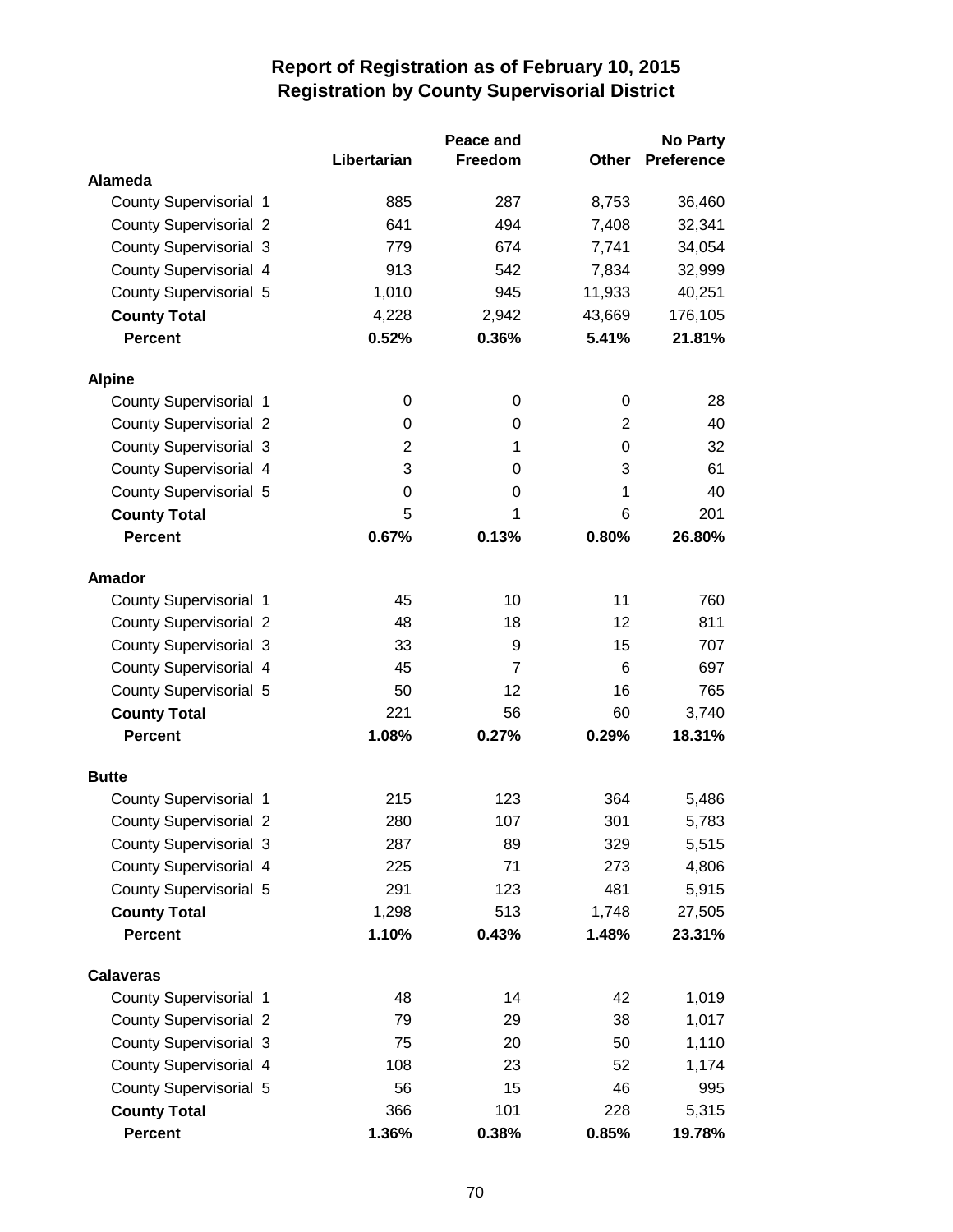# Report of Registration as of February 10, 2015
## Registration by County Supervisorial District

| | Libertarian | Peace and Freedom | Other | No Party Preference |
|---|---|---|---|---|
| **Alameda** | | | | |
| County Supervisorial 1 | 885 | 287 | 8,753 | 36,460 |
| County Supervisorial 2 | 641 | 494 | 7,408 | 32,341 |
| County Supervisorial 3 | 779 | 674 | 7,741 | 34,054 |
| County Supervisorial 4 | 913 | 542 | 7,834 | 32,999 |
| County Supervisorial 5 | 1,010 | 945 | 11,933 | 40,251 |
| **County Total** | 4,228 | 2,942 | 43,669 | 176,105 |
| **Percent** | **0.52%** | **0.36%** | **5.41%** | **21.81%** |
| **Alpine** | | | | |
| County Supervisorial 1 | 0 | 0 | 0 | 28 |
| County Supervisorial 2 | 0 | 0 | 2 | 40 |
| County Supervisorial 3 | 2 | 1 | 0 | 32 |
| County Supervisorial 4 | 3 | 0 | 3 | 61 |
| County Supervisorial 5 | 0 | 0 | 1 | 40 |
| **County Total** | 5 | 1 | 6 | 201 |
| **Percent** | **0.67%** | **0.13%** | **0.80%** | **26.80%** |
| **Amador** | | | | |
| County Supervisorial 1 | 45 | 10 | 11 | 760 |
| County Supervisorial 2 | 48 | 18 | 12 | 811 |
| County Supervisorial 3 | 33 | 9 | 15 | 707 |
| County Supervisorial 4 | 45 | 7 | 6 | 697 |
| County Supervisorial 5 | 50 | 12 | 16 | 765 |
| **County Total** | 221 | 56 | 60 | 3,740 |
| **Percent** | **1.08%** | **0.27%** | **0.29%** | **18.31%** |
| **Butte** | | | | |
| County Supervisorial 1 | 215 | 123 | 364 | 5,486 |
| County Supervisorial 2 | 280 | 107 | 301 | 5,783 |
| County Supervisorial 3 | 287 | 89 | 329 | 5,515 |
| County Supervisorial 4 | 225 | 71 | 273 | 4,806 |
| County Supervisorial 5 | 291 | 123 | 481 | 5,915 |
| **County Total** | 1,298 | 513 | 1,748 | 27,505 |
| **Percent** | **1.10%** | **0.43%** | **1.48%** | **23.31%** |
| **Calaveras** | | | | |
| County Supervisorial 1 | 48 | 14 | 42 | 1,019 |
| County Supervisorial 2 | 79 | 29 | 38 | 1,017 |
| County Supervisorial 3 | 75 | 20 | 50 | 1,110 |
| County Supervisorial 4 | 108 | 23 | 52 | 1,174 |
| County Supervisorial 5 | 56 | 15 | 46 | 995 |
| **County Total** | 366 | 101 | 228 | 5,315 |
| **Percent** | **1.36%** | **0.38%** | **0.85%** | **19.78%** |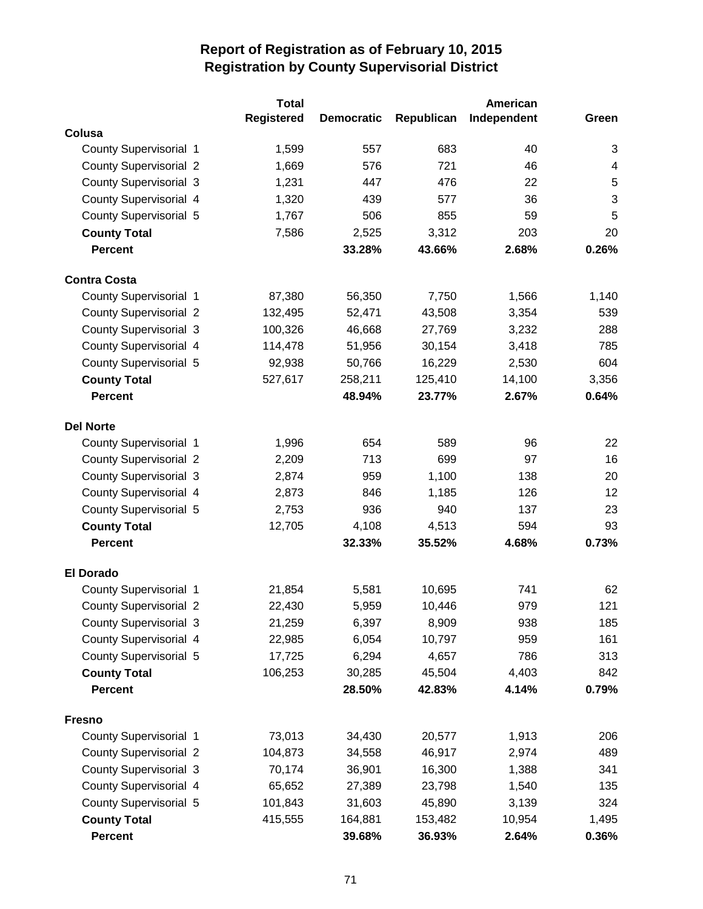# Report of Registration as of February 10, 2015
## Registration by County Supervisorial District

| | Total Registered | Democratic | Republican | American Independent | Green |
|---|---|---|---|---|---|
| **Colusa** | | | | | |
| County Supervisorial 1 | 1,599 | 557 | 683 | 40 | 3 |
| County Supervisorial 2 | 1,669 | 576 | 721 | 46 | 4 |
| County Supervisorial 3 | 1,231 | 447 | 476 | 22 | 5 |
| County Supervisorial 4 | 1,320 | 439 | 577 | 36 | 3 |
| County Supervisorial 5 | 1,767 | 506 | 855 | 59 | 5 |
| **County Total** | 7,586 | 2,525 | 3,312 | 203 | 20 |
| **Percent** | | **33.28%** | **43.66%** | **2.68%** | **0.26%** |
| **Contra Costa** | | | | | |
| County Supervisorial 1 | 87,380 | 56,350 | 7,750 | 1,566 | 1,140 |
| County Supervisorial 2 | 132,495 | 52,471 | 43,508 | 3,354 | 539 |
| County Supervisorial 3 | 100,326 | 46,668 | 27,769 | 3,232 | 288 |
| County Supervisorial 4 | 114,478 | 51,956 | 30,154 | 3,418 | 785 |
| County Supervisorial 5 | 92,938 | 50,766 | 16,229 | 2,530 | 604 |
| **County Total** | 527,617 | 258,211 | 125,410 | 14,100 | 3,356 |
| **Percent** | | **48.94%** | **23.77%** | **2.67%** | **0.64%** |
| **Del Norte** | | | | | |
| County Supervisorial 1 | 1,996 | 654 | 589 | 96 | 22 |
| County Supervisorial 2 | 2,209 | 713 | 699 | 97 | 16 |
| County Supervisorial 3 | 2,874 | 959 | 1,100 | 138 | 20 |
| County Supervisorial 4 | 2,873 | 846 | 1,185 | 126 | 12 |
| County Supervisorial 5 | 2,753 | 936 | 940 | 137 | 23 |
| **County Total** | 12,705 | 4,108 | 4,513 | 594 | 93 |
| **Percent** | | **32.33%** | **35.52%** | **4.68%** | **0.73%** |
| **El Dorado** | | | | | |
| County Supervisorial 1 | 21,854 | 5,581 | 10,695 | 741 | 62 |
| County Supervisorial 2 | 22,430 | 5,959 | 10,446 | 979 | 121 |
| County Supervisorial 3 | 21,259 | 6,397 | 8,909 | 938 | 185 |
| County Supervisorial 4 | 22,985 | 6,054 | 10,797 | 959 | 161 |
| County Supervisorial 5 | 17,725 | 6,294 | 4,657 | 786 | 313 |
| **County Total** | 106,253 | 30,285 | 45,504 | 4,403 | 842 |
| **Percent** | | **28.50%** | **42.83%** | **4.14%** | **0.79%** |
| **Fresno** | | | | | |
| County Supervisorial 1 | 73,013 | 34,430 | 20,577 | 1,913 | 206 |
| County Supervisorial 2 | 104,873 | 34,558 | 46,917 | 2,974 | 489 |
| County Supervisorial 3 | 70,174 | 36,901 | 16,300 | 1,388 | 341 |
| County Supervisorial 4 | 65,652 | 27,389 | 23,798 | 1,540 | 135 |
| County Supervisorial 5 | 101,843 | 31,603 | 45,890 | 3,139 | 324 |
| **County Total** | 415,555 | 164,881 | 153,482 | 10,954 | 1,495 |
| **Percent** | | **39.68%** | **36.93%** | **2.64%** | **0.36%** |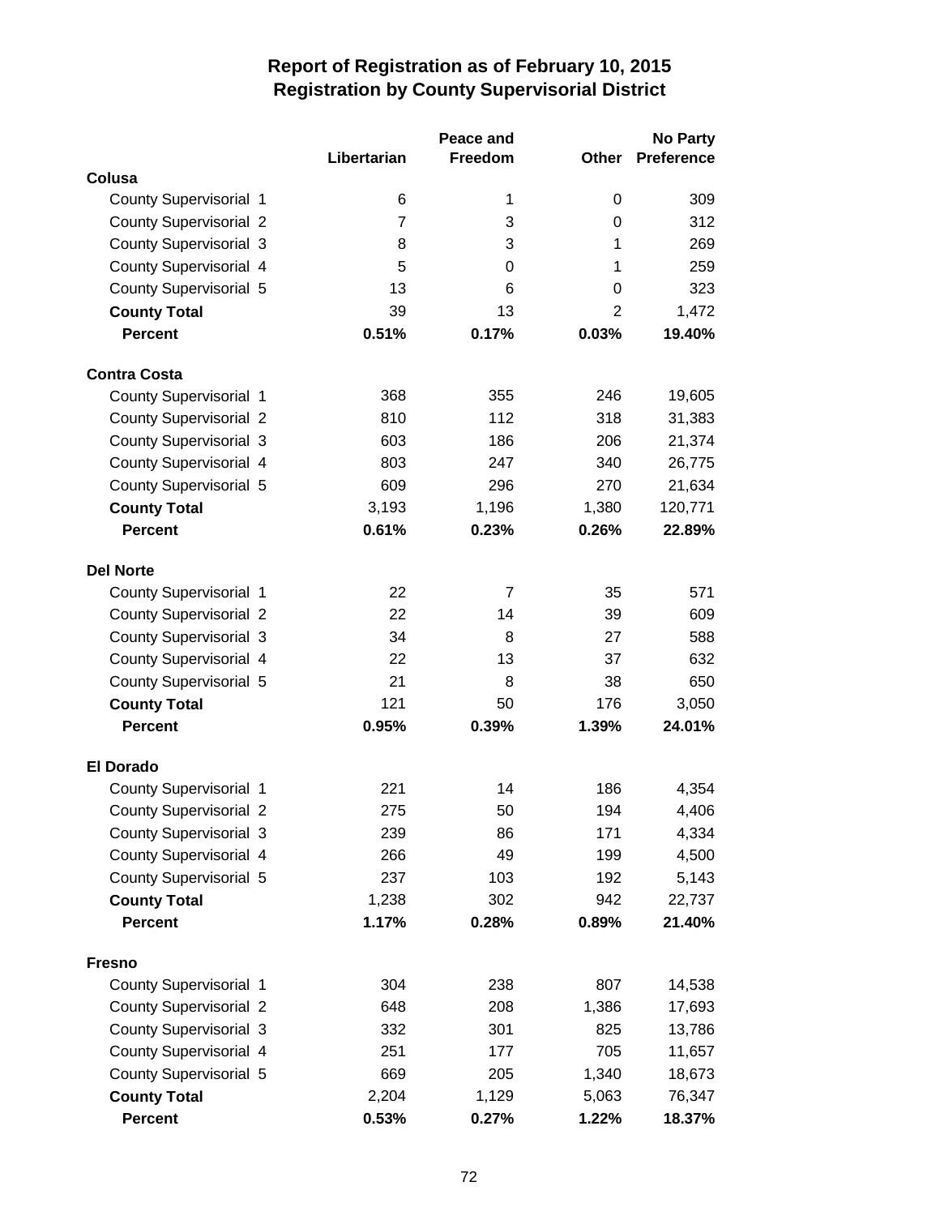# Report of Registration as of February 10, 2015
## Registration by County Supervisorial District

| | Libertarian | Peace and Freedom | Other | No Party Preference |
|---|---|---|---|---|
| **Colusa** | | | | |
| County Supervisorial 1 | 6 | 1 | 0 | 309 |
| County Supervisorial 2 | 7 | 3 | 0 | 312 |
| County Supervisorial 3 | 8 | 3 | 1 | 269 |
| County Supervisorial 4 | 5 | 0 | 1 | 259 |
| County Supervisorial 5 | 13 | 6 | 0 | 323 |
| **County Total** | 39 | 13 | 2 | 1,472 |
| **Percent** | **0.51%** | **0.17%** | **0.03%** | **19.40%** |
| **Contra Costa** | | | | |
| County Supervisorial 1 | 368 | 355 | 246 | 19,605 |
| County Supervisorial 2 | 810 | 112 | 318 | 31,383 |
| County Supervisorial 3 | 603 | 186 | 206 | 21,374 |
| County Supervisorial 4 | 803 | 247 | 340 | 26,775 |
| County Supervisorial 5 | 609 | 296 | 270 | 21,634 |
| **County Total** | 3,193 | 1,196 | 1,380 | 120,771 |
| **Percent** | **0.61%** | **0.23%** | **0.26%** | **22.89%** |
| **Del Norte** | | | | |
| County Supervisorial 1 | 22 | 7 | 35 | 571 |
| County Supervisorial 2 | 22 | 14 | 39 | 609 |
| County Supervisorial 3 | 34 | 8 | 27 | 588 |
| County Supervisorial 4 | 22 | 13 | 37 | 632 |
| County Supervisorial 5 | 21 | 8 | 38 | 650 |
| **County Total** | 121 | 50 | 176 | 3,050 |
| **Percent** | **0.95%** | **0.39%** | **1.39%** | **24.01%** |
| **El Dorado** | | | | |
| County Supervisorial 1 | 221 | 14 | 186 | 4,354 |
| County Supervisorial 2 | 275 | 50 | 194 | 4,406 |
| County Supervisorial 3 | 239 | 86 | 171 | 4,334 |
| County Supervisorial 4 | 266 | 49 | 199 | 4,500 |
| County Supervisorial 5 | 237 | 103 | 192 | 5,143 |
| **County Total** | 1,238 | 302 | 942 | 22,737 |
| **Percent** | **1.17%** | **0.28%** | **0.89%** | **21.40%** |
| **Fresno** | | | | |
| County Supervisorial 1 | 304 | 238 | 807 | 14,538 |
| County Supervisorial 2 | 648 | 208 | 1,386 | 17,693 |
| County Supervisorial 3 | 332 | 301 | 825 | 13,786 |
| County Supervisorial 4 | 251 | 177 | 705 | 11,657 |
| County Supervisorial 5 | 669 | 205 | 1,340 | 18,673 |
| **County Total** | 2,204 | 1,129 | 5,063 | 76,347 |
| **Percent** | **0.53%** | **0.27%** | **1.22%** | **18.37%** |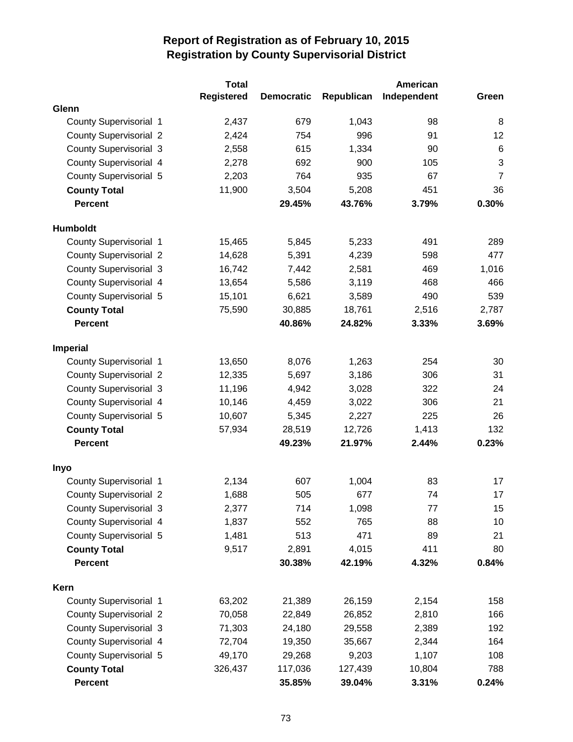# Report of Registration as of February 10, 2015
## Registration by County Supervisorial District

| | Total Registered | Democratic | Republican | American Independent | Green |
|---|---|---|---|---|---|
| **Glenn** | | | | | |
| County Supervisorial 1 | 2,437 | 679 | 1,043 | 98 | 8 |
| County Supervisorial 2 | 2,424 | 754 | 996 | 91 | 12 |
| County Supervisorial 3 | 2,558 | 615 | 1,334 | 90 | 6 |
| County Supervisorial 4 | 2,278 | 692 | 900 | 105 | 3 |
| County Supervisorial 5 | 2,203 | 764 | 935 | 67 | 7 |
| **County Total** | 11,900 | 3,504 | 5,208 | 451 | 36 |
| **Percent** | | **29.45%** | **43.76%** | **3.79%** | **0.30%** |
| **Humboldt** | | | | | |
| County Supervisorial 1 | 15,465 | 5,845 | 5,233 | 491 | 289 |
| County Supervisorial 2 | 14,628 | 5,391 | 4,239 | 598 | 477 |
| County Supervisorial 3 | 16,742 | 7,442 | 2,581 | 469 | 1,016 |
| County Supervisorial 4 | 13,654 | 5,586 | 3,119 | 468 | 466 |
| County Supervisorial 5 | 15,101 | 6,621 | 3,589 | 490 | 539 |
| **County Total** | 75,590 | 30,885 | 18,761 | 2,516 | 2,787 |
| **Percent** | | **40.86%** | **24.82%** | **3.33%** | **3.69%** |
| **Imperial** | | | | | |
| County Supervisorial 1 | 13,650 | 8,076 | 1,263 | 254 | 30 |
| County Supervisorial 2 | 12,335 | 5,697 | 3,186 | 306 | 31 |
| County Supervisorial 3 | 11,196 | 4,942 | 3,028 | 322 | 24 |
| County Supervisorial 4 | 10,146 | 4,459 | 3,022 | 306 | 21 |
| County Supervisorial 5 | 10,607 | 5,345 | 2,227 | 225 | 26 |
| **County Total** | 57,934 | 28,519 | 12,726 | 1,413 | 132 |
| **Percent** | | **49.23%** | **21.97%** | **2.44%** | **0.23%** |
| **Inyo** | | | | | |
| County Supervisorial 1 | 2,134 | 607 | 1,004 | 83 | 17 |
| County Supervisorial 2 | 1,688 | 505 | 677 | 74 | 17 |
| County Supervisorial 3 | 2,377 | 714 | 1,098 | 77 | 15 |
| County Supervisorial 4 | 1,837 | 552 | 765 | 88 | 10 |
| County Supervisorial 5 | 1,481 | 513 | 471 | 89 | 21 |
| **County Total** | 9,517 | 2,891 | 4,015 | 411 | 80 |
| **Percent** | | **30.38%** | **42.19%** | **4.32%** | **0.84%** |
| **Kern** | | | | | |
| County Supervisorial 1 | 63,202 | 21,389 | 26,159 | 2,154 | 158 |
| County Supervisorial 2 | 70,058 | 22,849 | 26,852 | 2,810 | 166 |
| County Supervisorial 3 | 71,303 | 24,180 | 29,558 | 2,389 | 192 |
| County Supervisorial 4 | 72,704 | 19,350 | 35,667 | 2,344 | 164 |
| County Supervisorial 5 | 49,170 | 29,268 | 9,203 | 1,107 | 108 |
| **County Total** | 326,437 | 117,036 | 127,439 | 10,804 | 788 |
| **Percent** | | **35.85%** | **39.04%** | **3.31%** | **0.24%** |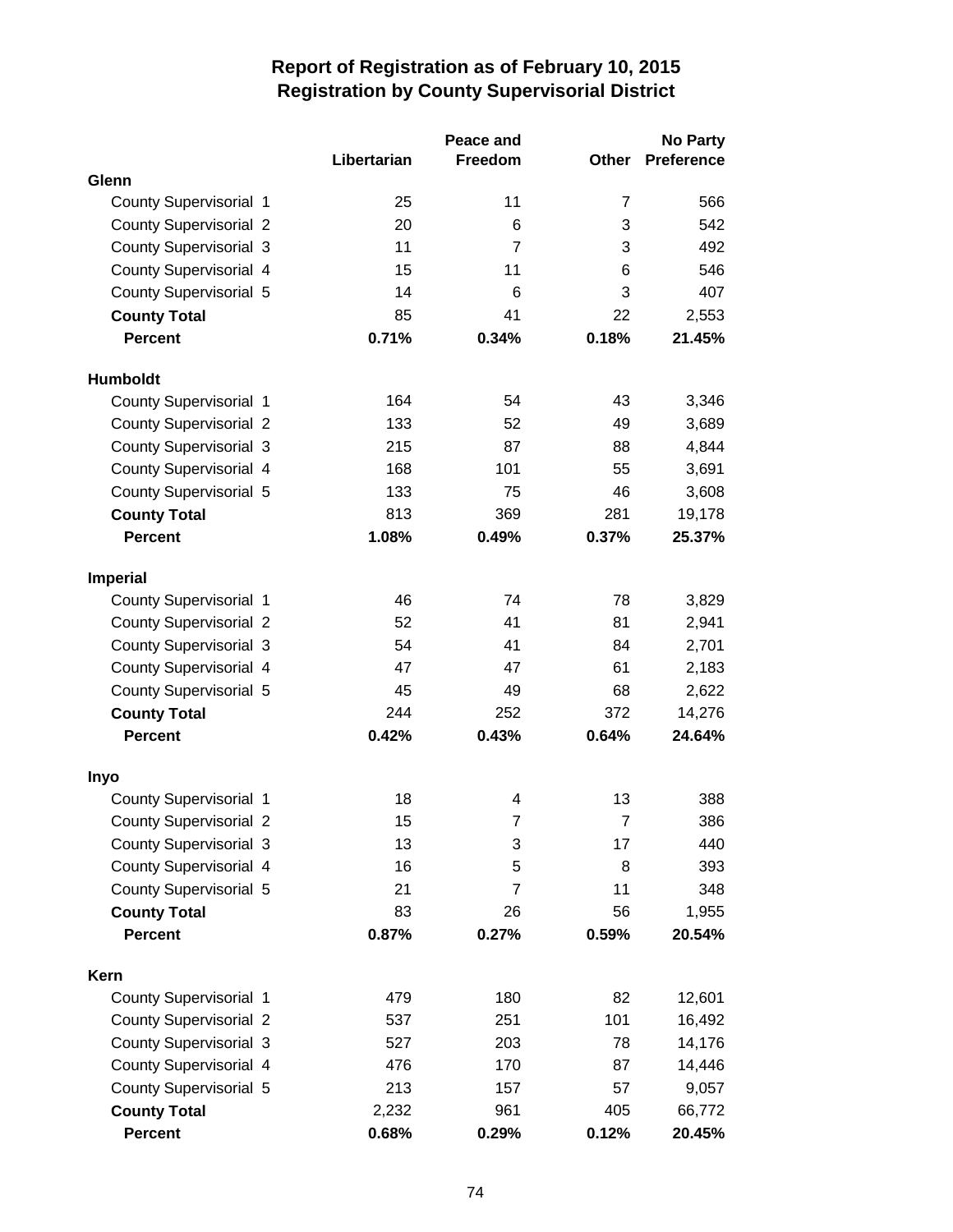# Report of Registration as of February 10, 2015
## Registration by County Supervisorial District

| | Libertarian | Peace and Freedom | Other | No Party Preference |
|---|---|---|---|---|
| **Glenn** | | | | |
| County Supervisorial 1 | 25 | 11 | 7 | 566 |
| County Supervisorial 2 | 20 | 6 | 3 | 542 |
| County Supervisorial 3 | 11 | 7 | 3 | 492 |
| County Supervisorial 4 | 15 | 11 | 6 | 546 |
| County Supervisorial 5 | 14 | 6 | 3 | 407 |
| **County Total** | 85 | 41 | 22 | 2,553 |
| **Percent** | **0.71%** | **0.34%** | **0.18%** | **21.45%** |
| **Humboldt** | | | | |
| County Supervisorial 1 | 164 | 54 | 43 | 3,346 |
| County Supervisorial 2 | 133 | 52 | 49 | 3,689 |
| County Supervisorial 3 | 215 | 87 | 88 | 4,844 |
| County Supervisorial 4 | 168 | 101 | 55 | 3,691 |
| County Supervisorial 5 | 133 | 75 | 46 | 3,608 |
| **County Total** | 813 | 369 | 281 | 19,178 |
| **Percent** | **1.08%** | **0.49%** | **0.37%** | **25.37%** |
| **Imperial** | | | | |
| County Supervisorial 1 | 46 | 74 | 78 | 3,829 |
| County Supervisorial 2 | 52 | 41 | 81 | 2,941 |
| County Supervisorial 3 | 54 | 41 | 84 | 2,701 |
| County Supervisorial 4 | 47 | 47 | 61 | 2,183 |
| County Supervisorial 5 | 45 | 49 | 68 | 2,622 |
| **County Total** | 244 | 252 | 372 | 14,276 |
| **Percent** | **0.42%** | **0.43%** | **0.64%** | **24.64%** |
| **Inyo** | | | | |
| County Supervisorial 1 | 18 | 4 | 13 | 388 |
| County Supervisorial 2 | 15 | 7 | 7 | 386 |
| County Supervisorial 3 | 13 | 3 | 17 | 440 |
| County Supervisorial 4 | 16 | 5 | 8 | 393 |
| County Supervisorial 5 | 21 | 7 | 11 | 348 |
| **County Total** | 83 | 26 | 56 | 1,955 |
| **Percent** | **0.87%** | **0.27%** | **0.59%** | **20.54%** |
| **Kern** | | | | |
| County Supervisorial 1 | 479 | 180 | 82 | 12,601 |
| County Supervisorial 2 | 537 | 251 | 101 | 16,492 |
| County Supervisorial 3 | 527 | 203 | 78 | 14,176 |
| County Supervisorial 4 | 476 | 170 | 87 | 14,446 |
| County Supervisorial 5 | 213 | 157 | 57 | 9,057 |
| **County Total** | 2,232 | 961 | 405 | 66,772 |
| **Percent** | **0.68%** | **0.29%** | **0.12%** | **20.45%** |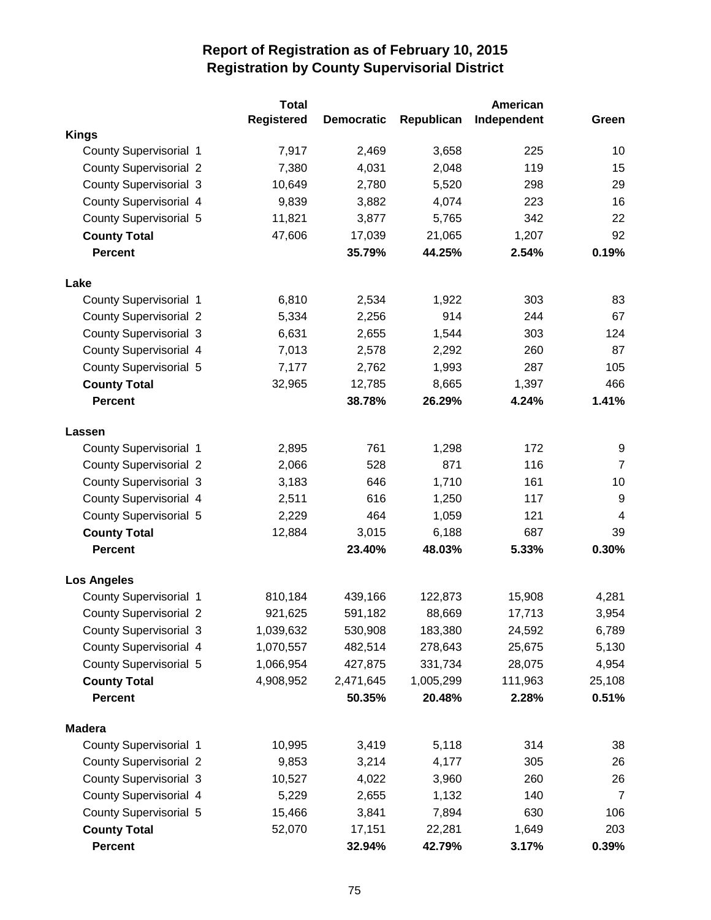# Report of Registration as of February 10, 2015
## Registration by County Supervisorial District

| | Total Registered | Democratic | Republican | American Independent | Green |
|---|---|---|---|---|---|
| **Kings** | | | | | |
| County Supervisorial 1 | 7,917 | 2,469 | 3,658 | 225 | 10 |
| County Supervisorial 2 | 7,380 | 4,031 | 2,048 | 119 | 15 |
| County Supervisorial 3 | 10,649 | 2,780 | 5,520 | 298 | 29 |
| County Supervisorial 4 | 9,839 | 3,882 | 4,074 | 223 | 16 |
| County Supervisorial 5 | 11,821 | 3,877 | 5,765 | 342 | 22 |
| **County Total** | 47,606 | 17,039 | 21,065 | 1,207 | 92 |
| **Percent** | | **35.79%** | **44.25%** | **2.54%** | **0.19%** |
| **Lake** | | | | | |
| County Supervisorial 1 | 6,810 | 2,534 | 1,922 | 303 | 83 |
| County Supervisorial 2 | 5,334 | 2,256 | 914 | 244 | 67 |
| County Supervisorial 3 | 6,631 | 2,655 | 1,544 | 303 | 124 |
| County Supervisorial 4 | 7,013 | 2,578 | 2,292 | 260 | 87 |
| County Supervisorial 5 | 7,177 | 2,762 | 1,993 | 287 | 105 |
| **County Total** | 32,965 | 12,785 | 8,665 | 1,397 | 466 |
| **Percent** | | **38.78%** | **26.29%** | **4.24%** | **1.41%** |
| **Lassen** | | | | | |
| County Supervisorial 1 | 2,895 | 761 | 1,298 | 172 | 9 |
| County Supervisorial 2 | 2,066 | 528 | 871 | 116 | 7 |
| County Supervisorial 3 | 3,183 | 646 | 1,710 | 161 | 10 |
| County Supervisorial 4 | 2,511 | 616 | 1,250 | 117 | 9 |
| County Supervisorial 5 | 2,229 | 464 | 1,059 | 121 | 4 |
| **County Total** | 12,884 | 3,015 | 6,188 | 687 | 39 |
| **Percent** | | **23.40%** | **48.03%** | **5.33%** | **0.30%** |
| **Los Angeles** | | | | | |
| County Supervisorial 1 | 810,184 | 439,166 | 122,873 | 15,908 | 4,281 |
| County Supervisorial 2 | 921,625 | 591,182 | 88,669 | 17,713 | 3,954 |
| County Supervisorial 3 | 1,039,632 | 530,908 | 183,380 | 24,592 | 6,789 |
| County Supervisorial 4 | 1,070,557 | 482,514 | 278,643 | 25,675 | 5,130 |
| County Supervisorial 5 | 1,066,954 | 427,875 | 331,734 | 28,075 | 4,954 |
| **County Total** | 4,908,952 | 2,471,645 | 1,005,299 | 111,963 | 25,108 |
| **Percent** | | **50.35%** | **20.48%** | **2.28%** | **0.51%** |
| **Madera** | | | | | |
| County Supervisorial 1 | 10,995 | 3,419 | 5,118 | 314 | 38 |
| County Supervisorial 2 | 9,853 | 3,214 | 4,177 | 305 | 26 |
| County Supervisorial 3 | 10,527 | 4,022 | 3,960 | 260 | 26 |
| County Supervisorial 4 | 5,229 | 2,655 | 1,132 | 140 | 7 |
| County Supervisorial 5 | 15,466 | 3,841 | 7,894 | 630 | 106 |
| **County Total** | 52,070 | 17,151 | 22,281 | 1,649 | 203 |
| **Percent** | | **32.94%** | **42.79%** | **3.17%** | **0.39%** |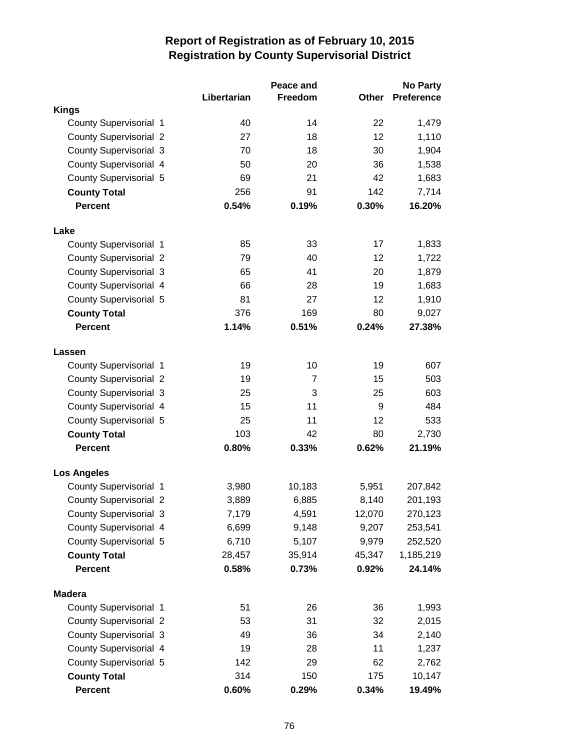# Report of Registration as of February 10, 2015
## Registration by County Supervisorial District

| | Libertarian | Peace and Freedom | Other | No Party Preference |
|---|---|---|---|---|
| **Kings** | | | | |
| County Supervisorial 1 | 40 | 14 | 22 | 1,479 |
| County Supervisorial 2 | 27 | 18 | 12 | 1,110 |
| County Supervisorial 3 | 70 | 18 | 30 | 1,904 |
| County Supervisorial 4 | 50 | 20 | 36 | 1,538 |
| County Supervisorial 5 | 69 | 21 | 42 | 1,683 |
| **County Total** | 256 | 91 | 142 | 7,714 |
| **Percent** | **0.54%** | **0.19%** | **0.30%** | **16.20%** |
| **Lake** | | | | |
| County Supervisorial 1 | 85 | 33 | 17 | 1,833 |
| County Supervisorial 2 | 79 | 40 | 12 | 1,722 |
| County Supervisorial 3 | 65 | 41 | 20 | 1,879 |
| County Supervisorial 4 | 66 | 28 | 19 | 1,683 |
| County Supervisorial 5 | 81 | 27 | 12 | 1,910 |
| **County Total** | 376 | 169 | 80 | 9,027 |
| **Percent** | **1.14%** | **0.51%** | **0.24%** | **27.38%** |
| **Lassen** | | | | |
| County Supervisorial 1 | 19 | 10 | 19 | 607 |
| County Supervisorial 2 | 19 | 7 | 15 | 503 |
| County Supervisorial 3 | 25 | 3 | 25 | 603 |
| County Supervisorial 4 | 15 | 11 | 9 | 484 |
| County Supervisorial 5 | 25 | 11 | 12 | 533 |
| **County Total** | 103 | 42 | 80 | 2,730 |
| **Percent** | **0.80%** | **0.33%** | **0.62%** | **21.19%** |
| **Los Angeles** | | | | |
| County Supervisorial 1 | 3,980 | 10,183 | 5,951 | 207,842 |
| County Supervisorial 2 | 3,889 | 6,885 | 8,140 | 201,193 |
| County Supervisorial 3 | 7,179 | 4,591 | 12,070 | 270,123 |
| County Supervisorial 4 | 6,699 | 9,148 | 9,207 | 253,541 |
| County Supervisorial 5 | 6,710 | 5,107 | 9,979 | 252,520 |
| **County Total** | 28,457 | 35,914 | 45,347 | 1,185,219 |
| **Percent** | **0.58%** | **0.73%** | **0.92%** | **24.14%** |
| **Madera** | | | | |
| County Supervisorial 1 | 51 | 26 | 36 | 1,993 |
| County Supervisorial 2 | 53 | 31 | 32 | 2,015 |
| County Supervisorial 3 | 49 | 36 | 34 | 2,140 |
| County Supervisorial 4 | 19 | 28 | 11 | 1,237 |
| County Supervisorial 5 | 142 | 29 | 62 | 2,762 |
| **County Total** | 314 | 150 | 175 | 10,147 |
| **Percent** | **0.60%** | **0.29%** | **0.34%** | **19.49%** |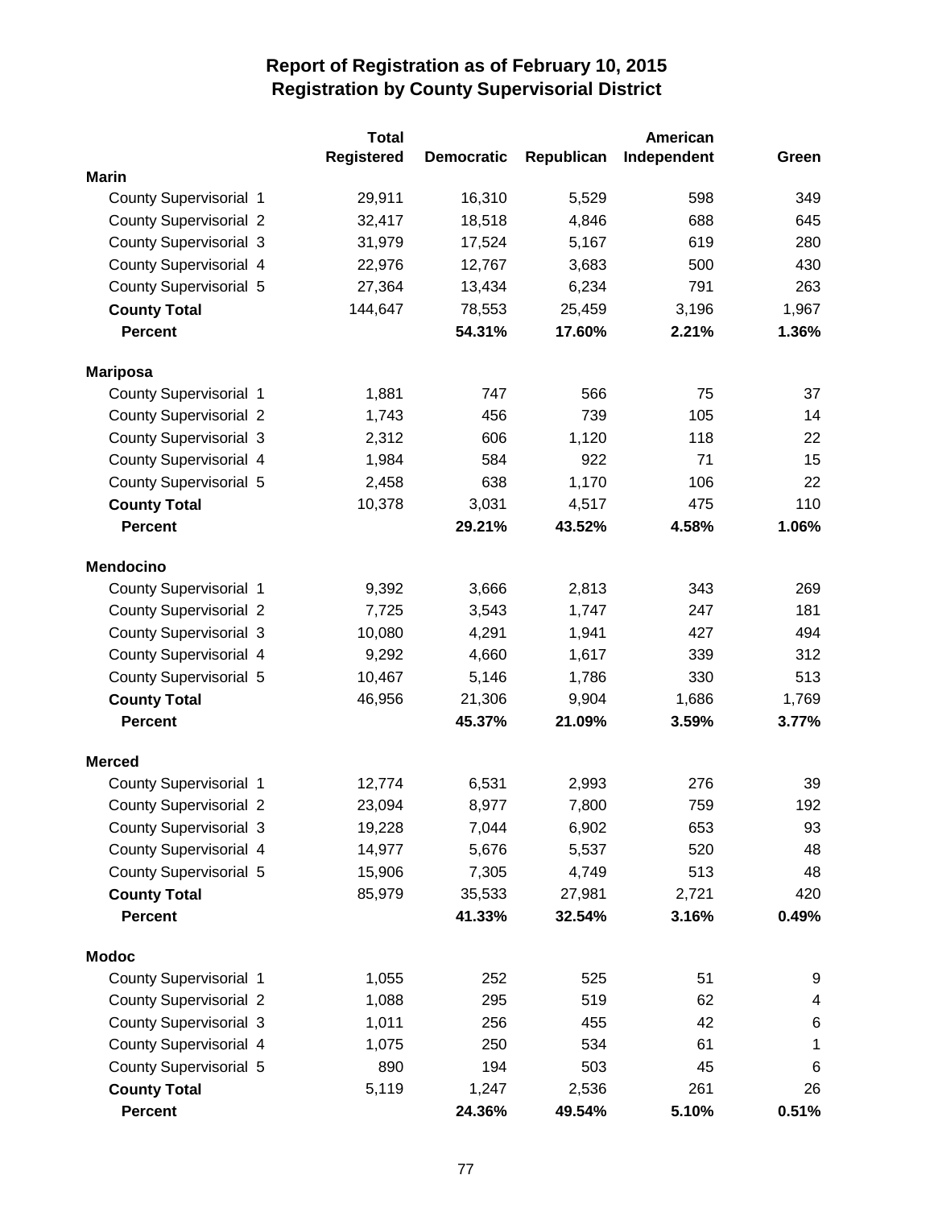# Report of Registration as of February 10, 2015
# Registration by County Supervisorial District

| | Total Registered | Democratic | Republican | American Independent | Green |
|---|---|---|---|---|---|
| **Marin** | | | | | |
| County Supervisorial 1 | 29,911 | 16,310 | 5,529 | 598 | 349 |
| County Supervisorial 2 | 32,417 | 18,518 | 4,846 | 688 | 645 |
| County Supervisorial 3 | 31,979 | 17,524 | 5,167 | 619 | 280 |
| County Supervisorial 4 | 22,976 | 12,767 | 3,683 | 500 | 430 |
| County Supervisorial 5 | 27,364 | 13,434 | 6,234 | 791 | 263 |
| **County Total** | 144,647 | 78,553 | 25,459 | 3,196 | 1,967 |
| **Percent** | | **54.31%** | **17.60%** | **2.21%** | **1.36%** |
| **Mariposa** | | | | | |
| County Supervisorial 1 | 1,881 | 747 | 566 | 75 | 37 |
| County Supervisorial 2 | 1,743 | 456 | 739 | 105 | 14 |
| County Supervisorial 3 | 2,312 | 606 | 1,120 | 118 | 22 |
| County Supervisorial 4 | 1,984 | 584 | 922 | 71 | 15 |
| County Supervisorial 5 | 2,458 | 638 | 1,170 | 106 | 22 |
| **County Total** | 10,378 | 3,031 | 4,517 | 475 | 110 |
| **Percent** | | **29.21%** | **43.52%** | **4.58%** | **1.06%** |
| **Mendocino** | | | | | |
| County Supervisorial 1 | 9,392 | 3,666 | 2,813 | 343 | 269 |
| County Supervisorial 2 | 7,725 | 3,543 | 1,747 | 247 | 181 |
| County Supervisorial 3 | 10,080 | 4,291 | 1,941 | 427 | 494 |
| County Supervisorial 4 | 9,292 | 4,660 | 1,617 | 339 | 312 |
| County Supervisorial 5 | 10,467 | 5,146 | 1,786 | 330 | 513 |
| **County Total** | 46,956 | 21,306 | 9,904 | 1,686 | 1,769 |
| **Percent** | | **45.37%** | **21.09%** | **3.59%** | **3.77%** |
| **Merced** | | | | | |
| County Supervisorial 1 | 12,774 | 6,531 | 2,993 | 276 | 39 |
| County Supervisorial 2 | 23,094 | 8,977 | 7,800 | 759 | 192 |
| County Supervisorial 3 | 19,228 | 7,044 | 6,902 | 653 | 93 |
| County Supervisorial 4 | 14,977 | 5,676 | 5,537 | 520 | 48 |
| County Supervisorial 5 | 15,906 | 7,305 | 4,749 | 513 | 48 |
| **County Total** | 85,979 | 35,533 | 27,981 | 2,721 | 420 |
| **Percent** | | **41.33%** | **32.54%** | **3.16%** | **0.49%** |
| **Modoc** | | | | | |
| County Supervisorial 1 | 1,055 | 252 | 525 | 51 | 9 |
| County Supervisorial 2 | 1,088 | 295 | 519 | 62 | 4 |
| County Supervisorial 3 | 1,011 | 256 | 455 | 42 | 6 |
| County Supervisorial 4 | 1,075 | 250 | 534 | 61 | 1 |
| County Supervisorial 5 | 890 | 194 | 503 | 45 | 6 |
| **County Total** | 5,119 | 1,247 | 2,536 | 261 | 26 |
| **Percent** | | **24.36%** | **49.54%** | **5.10%** | **0.51%** |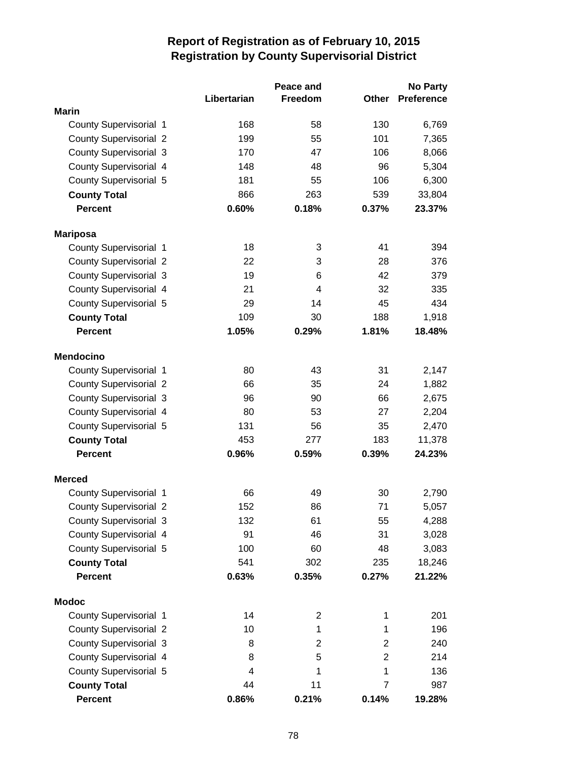# Report of Registration as of February 10, 2015
## Registration by County Supervisorial District

| | Libertarian | Peace and Freedom | Other | No Party Preference |
|---|---|---|---|---|
| **Marin** | | | | |
| County Supervisorial 1 | 168 | 58 | 130 | 6,769 |
| County Supervisorial 2 | 199 | 55 | 101 | 7,365 |
| County Supervisorial 3 | 170 | 47 | 106 | 8,066 |
| County Supervisorial 4 | 148 | 48 | 96 | 5,304 |
| County Supervisorial 5 | 181 | 55 | 106 | 6,300 |
| **County Total** | 866 | 263 | 539 | 33,804 |
| **Percent** | **0.60%** | **0.18%** | **0.37%** | **23.37%** |
| **Mariposa** | | | | |
| County Supervisorial 1 | 18 | 3 | 41 | 394 |
| County Supervisorial 2 | 22 | 3 | 28 | 376 |
| County Supervisorial 3 | 19 | 6 | 42 | 379 |
| County Supervisorial 4 | 21 | 4 | 32 | 335 |
| County Supervisorial 5 | 29 | 14 | 45 | 434 |
| **County Total** | 109 | 30 | 188 | 1,918 |
| **Percent** | **1.05%** | **0.29%** | **1.81%** | **18.48%** |
| **Mendocino** | | | | |
| County Supervisorial 1 | 80 | 43 | 31 | 2,147 |
| County Supervisorial 2 | 66 | 35 | 24 | 1,882 |
| County Supervisorial 3 | 96 | 90 | 66 | 2,675 |
| County Supervisorial 4 | 80 | 53 | 27 | 2,204 |
| County Supervisorial 5 | 131 | 56 | 35 | 2,470 |
| **County Total** | 453 | 277 | 183 | 11,378 |
| **Percent** | **0.96%** | **0.59%** | **0.39%** | **24.23%** |
| **Merced** | | | | |
| County Supervisorial 1 | 66 | 49 | 30 | 2,790 |
| County Supervisorial 2 | 152 | 86 | 71 | 5,057 |
| County Supervisorial 3 | 132 | 61 | 55 | 4,288 |
| County Supervisorial 4 | 91 | 46 | 31 | 3,028 |
| County Supervisorial 5 | 100 | 60 | 48 | 3,083 |
| **County Total** | 541 | 302 | 235 | 18,246 |
| **Percent** | **0.63%** | **0.35%** | **0.27%** | **21.22%** |
| **Modoc** | | | | |
| County Supervisorial 1 | 14 | 2 | 1 | 201 |
| County Supervisorial 2 | 10 | 1 | 1 | 196 |
| County Supervisorial 3 | 8 | 2 | 2 | 240 |
| County Supervisorial 4 | 8 | 5 | 2 | 214 |
| County Supervisorial 5 | 4 | 1 | 1 | 136 |
| **County Total** | 44 | 11 | 7 | 987 |
| **Percent** | **0.86%** | **0.21%** | **0.14%** | **19.28%** |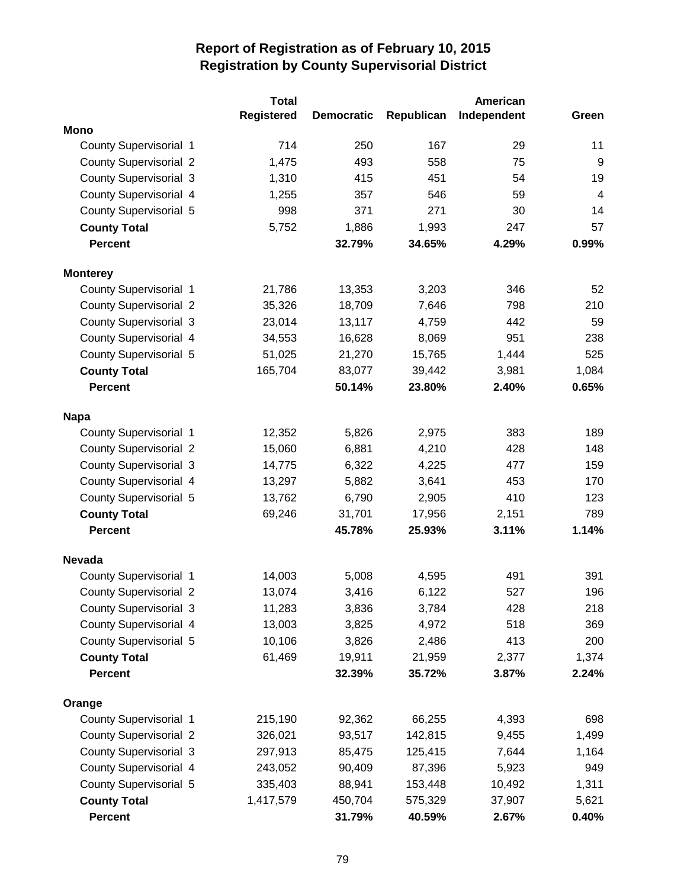# Report of Registration as of February 10, 2015
## Registration by County Supervisorial District

| | Total Registered | Democratic | Republican | American Independent | Green |
|---|---|---|---|---|---|
| **Mono** | | | | | |
| County Supervisorial 1 | 714 | 250 | 167 | 29 | 11 |
| County Supervisorial 2 | 1,475 | 493 | 558 | 75 | 9 |
| County Supervisorial 3 | 1,310 | 415 | 451 | 54 | 19 |
| County Supervisorial 4 | 1,255 | 357 | 546 | 59 | 4 |
| County Supervisorial 5 | 998 | 371 | 271 | 30 | 14 |
| **County Total** | 5,752 | 1,886 | 1,993 | 247 | 57 |
| **Percent** | | **32.79%** | **34.65%** | **4.29%** | **0.99%** |
| **Monterey** | | | | | |
| County Supervisorial 1 | 21,786 | 13,353 | 3,203 | 346 | 52 |
| County Supervisorial 2 | 35,326 | 18,709 | 7,646 | 798 | 210 |
| County Supervisorial 3 | 23,014 | 13,117 | 4,759 | 442 | 59 |
| County Supervisorial 4 | 34,553 | 16,628 | 8,069 | 951 | 238 |
| County Supervisorial 5 | 51,025 | 21,270 | 15,765 | 1,444 | 525 |
| **County Total** | 165,704 | 83,077 | 39,442 | 3,981 | 1,084 |
| **Percent** | | **50.14%** | **23.80%** | **2.40%** | **0.65%** |
| **Napa** | | | | | |
| County Supervisorial 1 | 12,352 | 5,826 | 2,975 | 383 | 189 |
| County Supervisorial 2 | 15,060 | 6,881 | 4,210 | 428 | 148 |
| County Supervisorial 3 | 14,775 | 6,322 | 4,225 | 477 | 159 |
| County Supervisorial 4 | 13,297 | 5,882 | 3,641 | 453 | 170 |
| County Supervisorial 5 | 13,762 | 6,790 | 2,905 | 410 | 123 |
| **County Total** | 69,246 | 31,701 | 17,956 | 2,151 | 789 |
| **Percent** | | **45.78%** | **25.93%** | **3.11%** | **1.14%** |
| **Nevada** | | | | | |
| County Supervisorial 1 | 14,003 | 5,008 | 4,595 | 491 | 391 |
| County Supervisorial 2 | 13,074 | 3,416 | 6,122 | 527 | 196 |
| County Supervisorial 3 | 11,283 | 3,836 | 3,784 | 428 | 218 |
| County Supervisorial 4 | 13,003 | 3,825 | 4,972 | 518 | 369 |
| County Supervisorial 5 | 10,106 | 3,826 | 2,486 | 413 | 200 |
| **County Total** | 61,469 | 19,911 | 21,959 | 2,377 | 1,374 |
| **Percent** | | **32.39%** | **35.72%** | **3.87%** | **2.24%** |
| **Orange** | | | | | |
| County Supervisorial 1 | 215,190 | 92,362 | 66,255 | 4,393 | 698 |
| County Supervisorial 2 | 326,021 | 93,517 | 142,815 | 9,455 | 1,499 |
| County Supervisorial 3 | 297,913 | 85,475 | 125,415 | 7,644 | 1,164 |
| County Supervisorial 4 | 243,052 | 90,409 | 87,396 | 5,923 | 949 |
| County Supervisorial 5 | 335,403 | 88,941 | 153,448 | 10,492 | 1,311 |
| **County Total** | 1,417,579 | 450,704 | 575,329 | 37,907 | 5,621 |
| **Percent** | | **31.79%** | **40.59%** | **2.67%** | **0.40%** |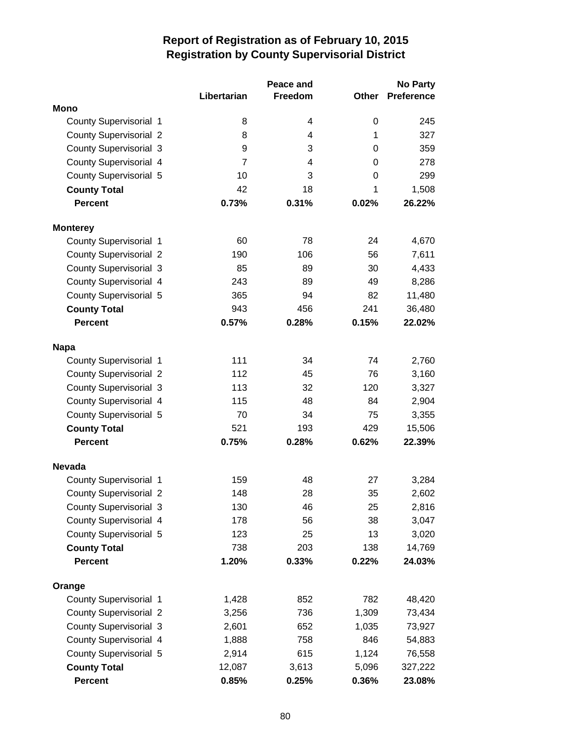# Report of Registration as of February 10, 2015
## Registration by County Supervisorial District

| | Libertarian | Peace and Freedom | Other | No Party Preference |
|---|---|---|---|---|
| **Mono** | | | | |
| County Supervisorial 1 | 8 | 4 | 0 | 245 |
| County Supervisorial 2 | 8 | 4 | 1 | 327 |
| County Supervisorial 3 | 9 | 3 | 0 | 359 |
| County Supervisorial 4 | 7 | 4 | 0 | 278 |
| County Supervisorial 5 | 10 | 3 | 0 | 299 |
| **County Total** | 42 | 18 | 1 | 1,508 |
| **Percent** | **0.73%** | **0.31%** | **0.02%** | **26.22%** |
| **Monterey** | | | | |
| County Supervisorial 1 | 60 | 78 | 24 | 4,670 |
| County Supervisorial 2 | 190 | 106 | 56 | 7,611 |
| County Supervisorial 3 | 85 | 89 | 30 | 4,433 |
| County Supervisorial 4 | 243 | 89 | 49 | 8,286 |
| County Supervisorial 5 | 365 | 94 | 82 | 11,480 |
| **County Total** | 943 | 456 | 241 | 36,480 |
| **Percent** | **0.57%** | **0.28%** | **0.15%** | **22.02%** |
| **Napa** | | | | |
| County Supervisorial 1 | 111 | 34 | 74 | 2,760 |
| County Supervisorial 2 | 112 | 45 | 76 | 3,160 |
| County Supervisorial 3 | 113 | 32 | 120 | 3,327 |
| County Supervisorial 4 | 115 | 48 | 84 | 2,904 |
| County Supervisorial 5 | 70 | 34 | 75 | 3,355 |
| **County Total** | 521 | 193 | 429 | 15,506 |
| **Percent** | **0.75%** | **0.28%** | **0.62%** | **22.39%** |
| **Nevada** | | | | |
| County Supervisorial 1 | 159 | 48 | 27 | 3,284 |
| County Supervisorial 2 | 148 | 28 | 35 | 2,602 |
| County Supervisorial 3 | 130 | 46 | 25 | 2,816 |
| County Supervisorial 4 | 178 | 56 | 38 | 3,047 |
| County Supervisorial 5 | 123 | 25 | 13 | 3,020 |
| **County Total** | 738 | 203 | 138 | 14,769 |
| **Percent** | **1.20%** | **0.33%** | **0.22%** | **24.03%** |
| **Orange** | | | | |
| County Supervisorial 1 | 1,428 | 852 | 782 | 48,420 |
| County Supervisorial 2 | 3,256 | 736 | 1,309 | 73,434 |
| County Supervisorial 3 | 2,601 | 652 | 1,035 | 73,927 |
| County Supervisorial 4 | 1,888 | 758 | 846 | 54,883 |
| County Supervisorial 5 | 2,914 | 615 | 1,124 | 76,558 |
| **County Total** | 12,087 | 3,613 | 5,096 | 327,222 |
| **Percent** | **0.85%** | **0.25%** | **0.36%** | **23.08%** |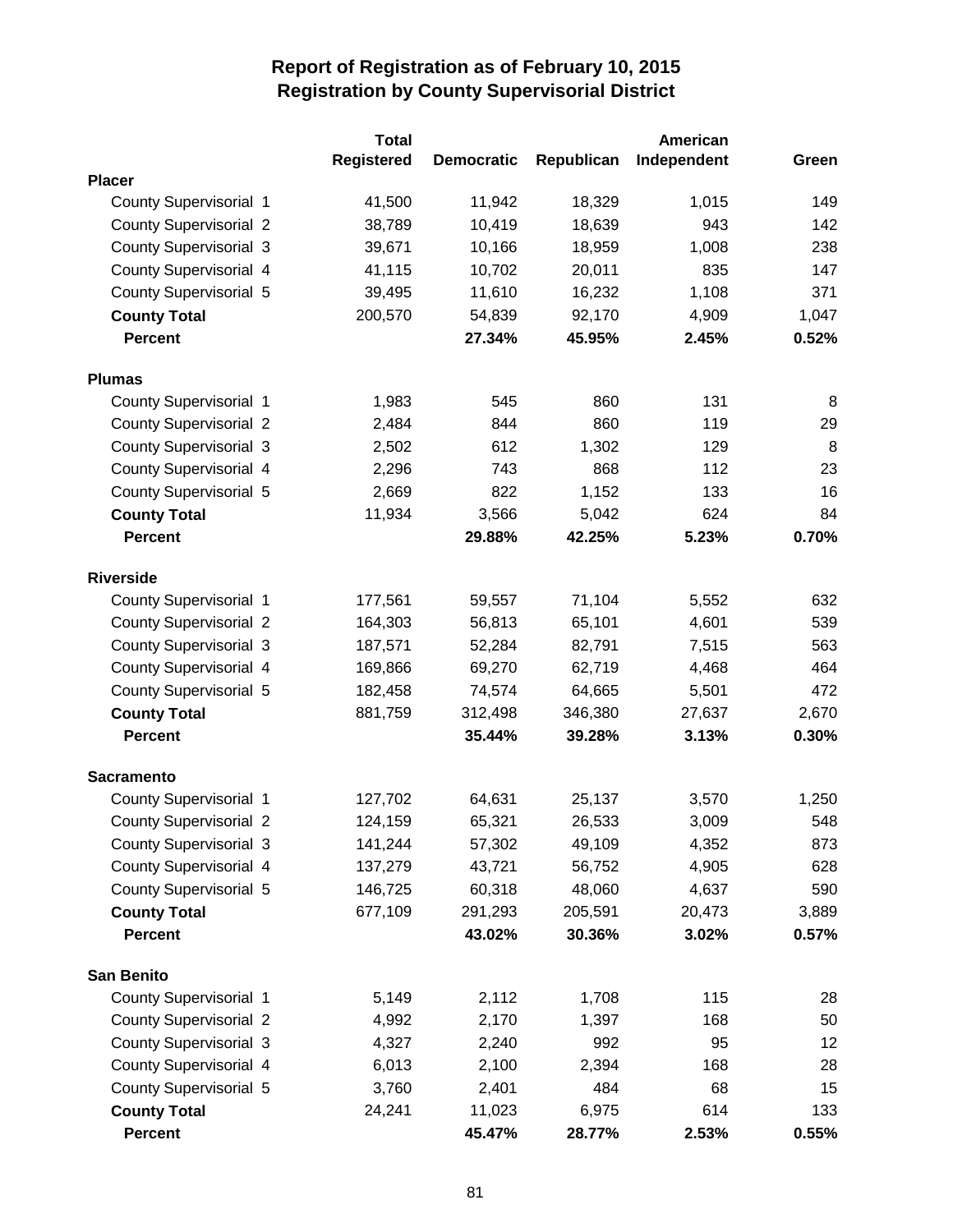# Report of Registration as of February 10, 2015
## Registration by County Supervisorial District

| | Total Registered | Democratic | Republican | American Independent | Green |
|---|---|---|---|---|---|
| **Placer** | | | | | |
| County Supervisorial 1 | 41,500 | 11,942 | 18,329 | 1,015 | 149 |
| County Supervisorial 2 | 38,789 | 10,419 | 18,639 | 943 | 142 |
| County Supervisorial 3 | 39,671 | 10,166 | 18,959 | 1,008 | 238 |
| County Supervisorial 4 | 41,115 | 10,702 | 20,011 | 835 | 147 |
| County Supervisorial 5 | 39,495 | 11,610 | 16,232 | 1,108 | 371 |
| **County Total** | 200,570 | 54,839 | 92,170 | 4,909 | 1,047 |
| **Percent** | | **27.34%** | **45.95%** | **2.45%** | **0.52%** |
| **Plumas** | | | | | |
| County Supervisorial 1 | 1,983 | 545 | 860 | 131 | 8 |
| County Supervisorial 2 | 2,484 | 844 | 860 | 119 | 29 |
| County Supervisorial 3 | 2,502 | 612 | 1,302 | 129 | 8 |
| County Supervisorial 4 | 2,296 | 743 | 868 | 112 | 23 |
| County Supervisorial 5 | 2,669 | 822 | 1,152 | 133 | 16 |
| **County Total** | 11,934 | 3,566 | 5,042 | 624 | 84 |
| **Percent** | | **29.88%** | **42.25%** | **5.23%** | **0.70%** |
| **Riverside** | | | | | |
| County Supervisorial 1 | 177,561 | 59,557 | 71,104 | 5,552 | 632 |
| County Supervisorial 2 | 164,303 | 56,813 | 65,101 | 4,601 | 539 |
| County Supervisorial 3 | 187,571 | 52,284 | 82,791 | 7,515 | 563 |
| County Supervisorial 4 | 169,866 | 69,270 | 62,719 | 4,468 | 464 |
| County Supervisorial 5 | 182,458 | 74,574 | 64,665 | 5,501 | 472 |
| **County Total** | 881,759 | 312,498 | 346,380 | 27,637 | 2,670 |
| **Percent** | | **35.44%** | **39.28%** | **3.13%** | **0.30%** |
| **Sacramento** | | | | | |
| County Supervisorial 1 | 127,702 | 64,631 | 25,137 | 3,570 | 1,250 |
| County Supervisorial 2 | 124,159 | 65,321 | 26,533 | 3,009 | 548 |
| County Supervisorial 3 | 141,244 | 57,302 | 49,109 | 4,352 | 873 |
| County Supervisorial 4 | 137,279 | 43,721 | 56,752 | 4,905 | 628 |
| County Supervisorial 5 | 146,725 | 60,318 | 48,060 | 4,637 | 590 |
| **County Total** | 677,109 | 291,293 | 205,591 | 20,473 | 3,889 |
| **Percent** | | **43.02%** | **30.36%** | **3.02%** | **0.57%** |
| **San Benito** | | | | | |
| County Supervisorial 1 | 5,149 | 2,112 | 1,708 | 115 | 28 |
| County Supervisorial 2 | 4,992 | 2,170 | 1,397 | 168 | 50 |
| County Supervisorial 3 | 4,327 | 2,240 | 992 | 95 | 12 |
| County Supervisorial 4 | 6,013 | 2,100 | 2,394 | 168 | 28 |
| County Supervisorial 5 | 3,760 | 2,401 | 484 | 68 | 15 |
| **County Total** | 24,241 | 11,023 | 6,975 | 614 | 133 |
| **Percent** | | **45.47%** | **28.77%** | **2.53%** | **0.55%** |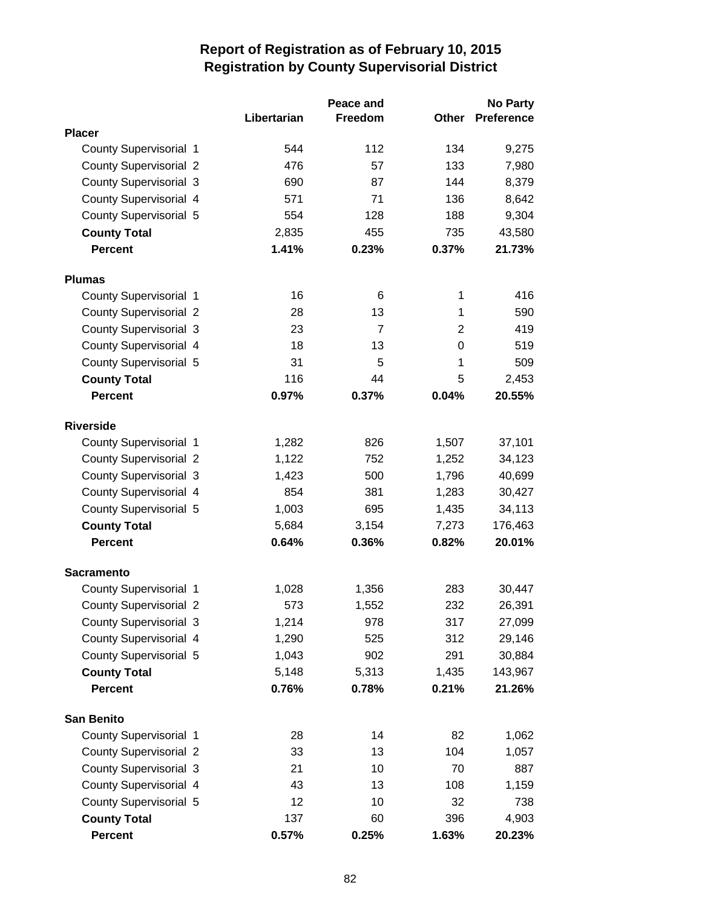# Report of Registration as of February 10, 2015
## Registration by County Supervisorial District

| | Libertarian | Peace and Freedom | Other | No Party Preference |
|---|---|---|---|---|
| **Placer** | | | | |
| County Supervisorial 1 | 544 | 112 | 134 | 9,275 |
| County Supervisorial 2 | 476 | 57 | 133 | 7,980 |
| County Supervisorial 3 | 690 | 87 | 144 | 8,379 |
| County Supervisorial 4 | 571 | 71 | 136 | 8,642 |
| County Supervisorial 5 | 554 | 128 | 188 | 9,304 |
| **County Total** | 2,835 | 455 | 735 | 43,580 |
| **Percent** | **1.41%** | **0.23%** | **0.37%** | **21.73%** |
| **Plumas** | | | | |
| County Supervisorial 1 | 16 | 6 | 1 | 416 |
| County Supervisorial 2 | 28 | 13 | 1 | 590 |
| County Supervisorial 3 | 23 | 7 | 2 | 419 |
| County Supervisorial 4 | 18 | 13 | 0 | 519 |
| County Supervisorial 5 | 31 | 5 | 1 | 509 |
| **County Total** | 116 | 44 | 5 | 2,453 |
| **Percent** | **0.97%** | **0.37%** | **0.04%** | **20.55%** |
| **Riverside** | | | | |
| County Supervisorial 1 | 1,282 | 826 | 1,507 | 37,101 |
| County Supervisorial 2 | 1,122 | 752 | 1,252 | 34,123 |
| County Supervisorial 3 | 1,423 | 500 | 1,796 | 40,699 |
| County Supervisorial 4 | 854 | 381 | 1,283 | 30,427 |
| County Supervisorial 5 | 1,003 | 695 | 1,435 | 34,113 |
| **County Total** | 5,684 | 3,154 | 7,273 | 176,463 |
| **Percent** | **0.64%** | **0.36%** | **0.82%** | **20.01%** |
| **Sacramento** | | | | |
| County Supervisorial 1 | 1,028 | 1,356 | 283 | 30,447 |
| County Supervisorial 2 | 573 | 1,552 | 232 | 26,391 |
| County Supervisorial 3 | 1,214 | 978 | 317 | 27,099 |
| County Supervisorial 4 | 1,290 | 525 | 312 | 29,146 |
| County Supervisorial 5 | 1,043 | 902 | 291 | 30,884 |
| **County Total** | 5,148 | 5,313 | 1,435 | 143,967 |
| **Percent** | **0.76%** | **0.78%** | **0.21%** | **21.26%** |
| **San Benito** | | | | |
| County Supervisorial 1 | 28 | 14 | 82 | 1,062 |
| County Supervisorial 2 | 33 | 13 | 104 | 1,057 |
| County Supervisorial 3 | 21 | 10 | 70 | 887 |
| County Supervisorial 4 | 43 | 13 | 108 | 1,159 |
| County Supervisorial 5 | 12 | 10 | 32 | 738 |
| **County Total** | 137 | 60 | 396 | 4,903 |
| **Percent** | **0.57%** | **0.25%** | **1.63%** | **20.23%** |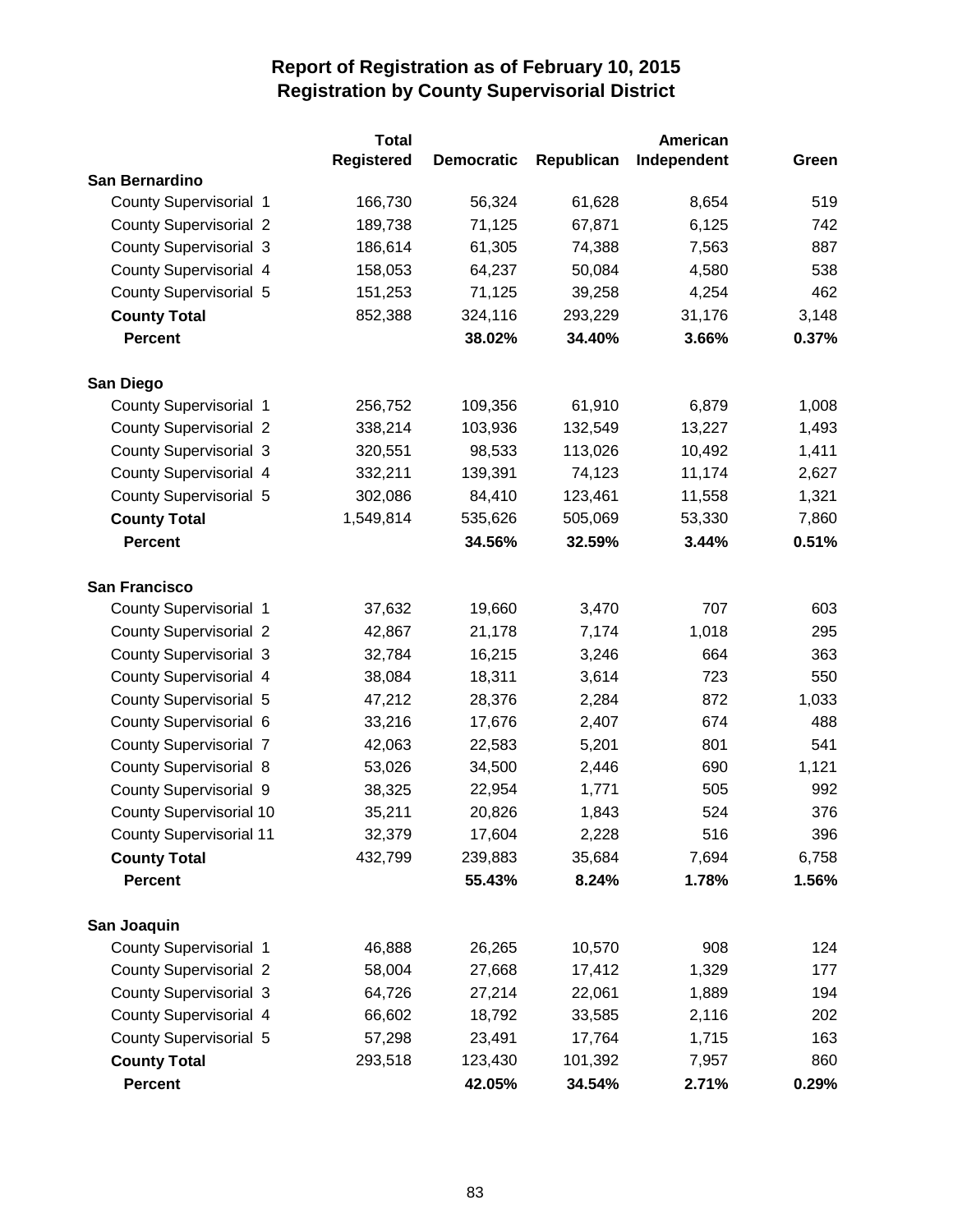# Report of Registration as of February 10, 2015
## Registration by County Supervisorial District

| | Total Registered | Democratic | Republican | American Independent | Green |
|---|---|---|---|---|---|
| **San Bernardino** | | | | | |
| County Supervisorial 1 | 166,730 | 56,324 | 61,628 | 8,654 | 519 |
| County Supervisorial 2 | 189,738 | 71,125 | 67,871 | 6,125 | 742 |
| County Supervisorial 3 | 186,614 | 61,305 | 74,388 | 7,563 | 887 |
| County Supervisorial 4 | 158,053 | 64,237 | 50,084 | 4,580 | 538 |
| County Supervisorial 5 | 151,253 | 71,125 | 39,258 | 4,254 | 462 |
| **County Total** | 852,388 | 324,116 | 293,229 | 31,176 | 3,148 |
| **Percent** | | **38.02%** | **34.40%** | **3.66%** | **0.37%** |
| **San Diego** | | | | | |
| County Supervisorial 1 | 256,752 | 109,356 | 61,910 | 6,879 | 1,008 |
| County Supervisorial 2 | 338,214 | 103,936 | 132,549 | 13,227 | 1,493 |
| County Supervisorial 3 | 320,551 | 98,533 | 113,026 | 10,492 | 1,411 |
| County Supervisorial 4 | 332,211 | 139,391 | 74,123 | 11,174 | 2,627 |
| County Supervisorial 5 | 302,086 | 84,410 | 123,461 | 11,558 | 1,321 |
| **County Total** | 1,549,814 | 535,626 | 505,069 | 53,330 | 7,860 |
| **Percent** | | **34.56%** | **32.59%** | **3.44%** | **0.51%** |
| **San Francisco** | | | | | |
| County Supervisorial 1 | 37,632 | 19,660 | 3,470 | 707 | 603 |
| County Supervisorial 2 | 42,867 | 21,178 | 7,174 | 1,018 | 295 |
| County Supervisorial 3 | 32,784 | 16,215 | 3,246 | 664 | 363 |
| County Supervisorial 4 | 38,084 | 18,311 | 3,614 | 723 | 550 |
| County Supervisorial 5 | 47,212 | 28,376 | 2,284 | 872 | 1,033 |
| County Supervisorial 6 | 33,216 | 17,676 | 2,407 | 674 | 488 |
| County Supervisorial 7 | 42,063 | 22,583 | 5,201 | 801 | 541 |
| County Supervisorial 8 | 53,026 | 34,500 | 2,446 | 690 | 1,121 |
| County Supervisorial 9 | 38,325 | 22,954 | 1,771 | 505 | 992 |
| County Supervisorial 10 | 35,211 | 20,826 | 1,843 | 524 | 376 |
| County Supervisorial 11 | 32,379 | 17,604 | 2,228 | 516 | 396 |
| **County Total** | 432,799 | 239,883 | 35,684 | 7,694 | 6,758 |
| **Percent** | | **55.43%** | **8.24%** | **1.78%** | **1.56%** |
| **San Joaquin** | | | | | |
| County Supervisorial 1 | 46,888 | 26,265 | 10,570 | 908 | 124 |
| County Supervisorial 2 | 58,004 | 27,668 | 17,412 | 1,329 | 177 |
| County Supervisorial 3 | 64,726 | 27,214 | 22,061 | 1,889 | 194 |
| County Supervisorial 4 | 66,602 | 18,792 | 33,585 | 2,116 | 202 |
| County Supervisorial 5 | 57,298 | 23,491 | 17,764 | 1,715 | 163 |
| **County Total** | 293,518 | 123,430 | 101,392 | 7,957 | 860 |
| **Percent** | | **42.05%** | **34.54%** | **2.71%** | **0.29%** |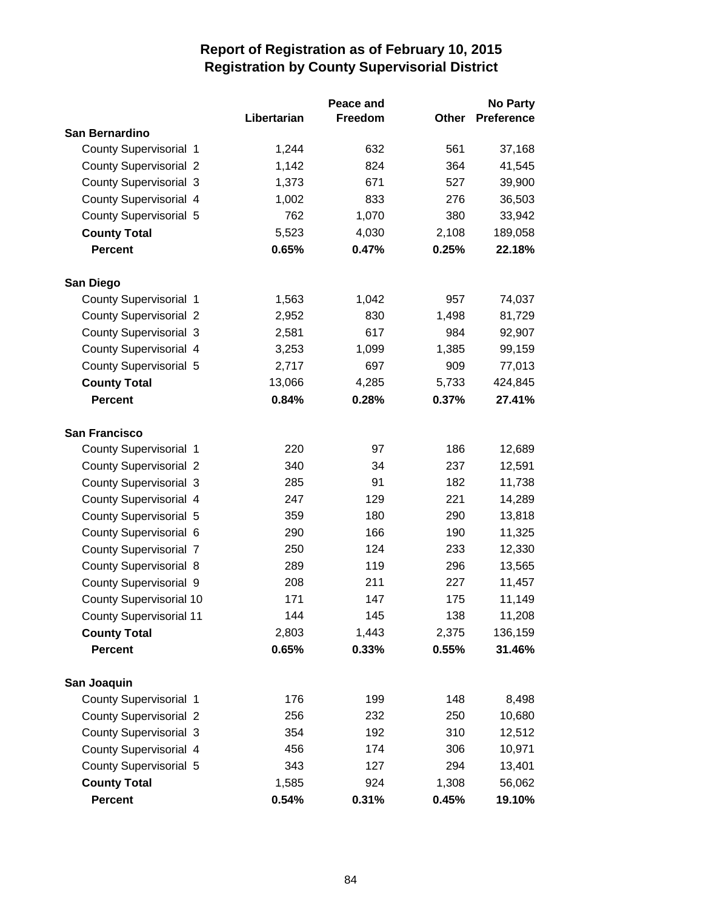# Report of Registration as of February 10, 2015
## Registration by County Supervisorial District

| | Libertarian | Peace and Freedom | Other | No Party Preference |
|---|---|---|---|---|
| **San Bernardino** | | | | |
| County Supervisorial 1 | 1,244 | 632 | 561 | 37,168 |
| County Supervisorial 2 | 1,142 | 824 | 364 | 41,545 |
| County Supervisorial 3 | 1,373 | 671 | 527 | 39,900 |
| County Supervisorial 4 | 1,002 | 833 | 276 | 36,503 |
| County Supervisorial 5 | 762 | 1,070 | 380 | 33,942 |
| **County Total** | 5,523 | 4,030 | 2,108 | 189,058 |
| **Percent** | **0.65%** | **0.47%** | **0.25%** | **22.18%** |
| **San Diego** | | | | |
| County Supervisorial 1 | 1,563 | 1,042 | 957 | 74,037 |
| County Supervisorial 2 | 2,952 | 830 | 1,498 | 81,729 |
| County Supervisorial 3 | 2,581 | 617 | 984 | 92,907 |
| County Supervisorial 4 | 3,253 | 1,099 | 1,385 | 99,159 |
| County Supervisorial 5 | 2,717 | 697 | 909 | 77,013 |
| **County Total** | 13,066 | 4,285 | 5,733 | 424,845 |
| **Percent** | **0.84%** | **0.28%** | **0.37%** | **27.41%** |
| **San Francisco** | | | | |
| County Supervisorial 1 | 220 | 97 | 186 | 12,689 |
| County Supervisorial 2 | 340 | 34 | 237 | 12,591 |
| County Supervisorial 3 | 285 | 91 | 182 | 11,738 |
| County Supervisorial 4 | 247 | 129 | 221 | 14,289 |
| County Supervisorial 5 | 359 | 180 | 290 | 13,818 |
| County Supervisorial 6 | 290 | 166 | 190 | 11,325 |
| County Supervisorial 7 | 250 | 124 | 233 | 12,330 |
| County Supervisorial 8 | 289 | 119 | 296 | 13,565 |
| County Supervisorial 9 | 208 | 211 | 227 | 11,457 |
| County Supervisorial 10 | 171 | 147 | 175 | 11,149 |
| County Supervisorial 11 | 144 | 145 | 138 | 11,208 |
| **County Total** | 2,803 | 1,443 | 2,375 | 136,159 |
| **Percent** | **0.65%** | **0.33%** | **0.55%** | **31.46%** |
| **San Joaquin** | | | | |
| County Supervisorial 1 | 176 | 199 | 148 | 8,498 |
| County Supervisorial 2 | 256 | 232 | 250 | 10,680 |
| County Supervisorial 3 | 354 | 192 | 310 | 12,512 |
| County Supervisorial 4 | 456 | 174 | 306 | 10,971 |
| County Supervisorial 5 | 343 | 127 | 294 | 13,401 |
| **County Total** | 1,585 | 924 | 1,308 | 56,062 |
| **Percent** | **0.54%** | **0.31%** | **0.45%** | **19.10%** |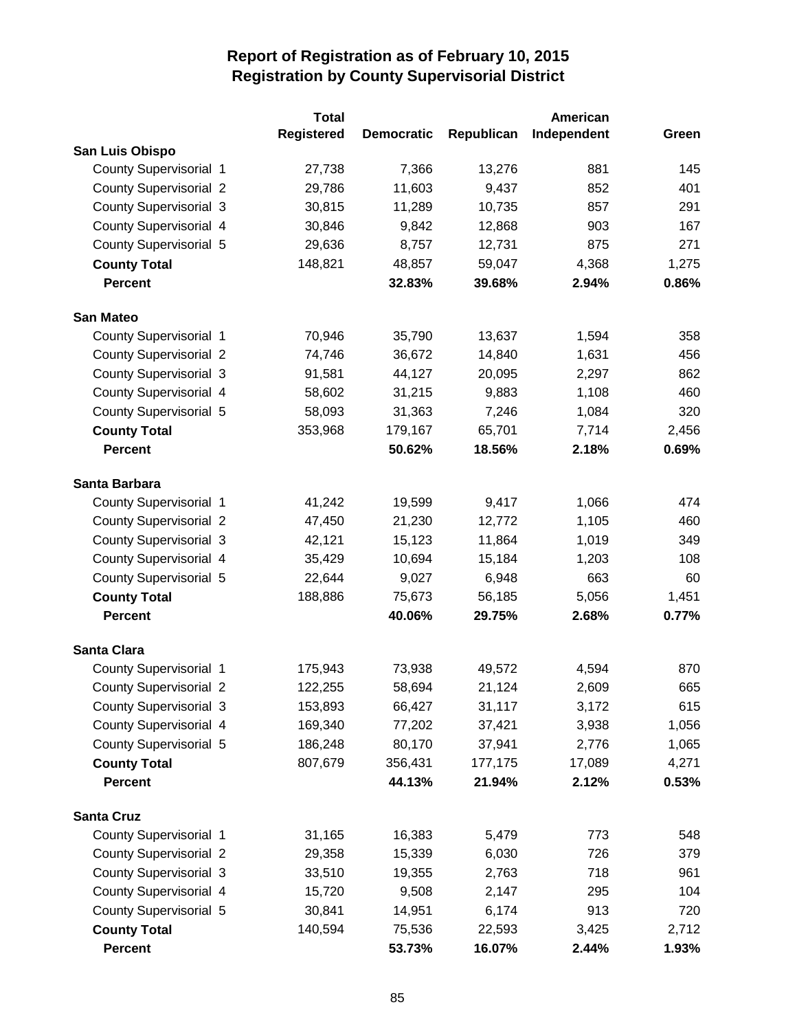# Report of Registration as of February 10, 2015
## Registration by County Supervisorial District

| | Total Registered | Democratic | Republican | American Independent | Green |
|---|---|---|---|---|---|
| **San Luis Obispo** | | | | | |
| County Supervisorial 1 | 27,738 | 7,366 | 13,276 | 881 | 145 |
| County Supervisorial 2 | 29,786 | 11,603 | 9,437 | 852 | 401 |
| County Supervisorial 3 | 30,815 | 11,289 | 10,735 | 857 | 291 |
| County Supervisorial 4 | 30,846 | 9,842 | 12,868 | 903 | 167 |
| County Supervisorial 5 | 29,636 | 8,757 | 12,731 | 875 | 271 |
| **County Total** | 148,821 | 48,857 | 59,047 | 4,368 | 1,275 |
| **Percent** | | **32.83%** | **39.68%** | **2.94%** | **0.86%** |
| **San Mateo** | | | | | |
| County Supervisorial 1 | 70,946 | 35,790 | 13,637 | 1,594 | 358 |
| County Supervisorial 2 | 74,746 | 36,672 | 14,840 | 1,631 | 456 |
| County Supervisorial 3 | 91,581 | 44,127 | 20,095 | 2,297 | 862 |
| County Supervisorial 4 | 58,602 | 31,215 | 9,883 | 1,108 | 460 |
| County Supervisorial 5 | 58,093 | 31,363 | 7,246 | 1,084 | 320 |
| **County Total** | 353,968 | 179,167 | 65,701 | 7,714 | 2,456 |
| **Percent** | | **50.62%** | **18.56%** | **2.18%** | **0.69%** |
| **Santa Barbara** | | | | | |
| County Supervisorial 1 | 41,242 | 19,599 | 9,417 | 1,066 | 474 |
| County Supervisorial 2 | 47,450 | 21,230 | 12,772 | 1,105 | 460 |
| County Supervisorial 3 | 42,121 | 15,123 | 11,864 | 1,019 | 349 |
| County Supervisorial 4 | 35,429 | 10,694 | 15,184 | 1,203 | 108 |
| County Supervisorial 5 | 22,644 | 9,027 | 6,948 | 663 | 60 |
| **County Total** | 188,886 | 75,673 | 56,185 | 5,056 | 1,451 |
| **Percent** | | **40.06%** | **29.75%** | **2.68%** | **0.77%** |
| **Santa Clara** | | | | | |
| County Supervisorial 1 | 175,943 | 73,938 | 49,572 | 4,594 | 870 |
| County Supervisorial 2 | 122,255 | 58,694 | 21,124 | 2,609 | 665 |
| County Supervisorial 3 | 153,893 | 66,427 | 31,117 | 3,172 | 615 |
| County Supervisorial 4 | 169,340 | 77,202 | 37,421 | 3,938 | 1,056 |
| County Supervisorial 5 | 186,248 | 80,170 | 37,941 | 2,776 | 1,065 |
| **County Total** | 807,679 | 356,431 | 177,175 | 17,089 | 4,271 |
| **Percent** | | **44.13%** | **21.94%** | **2.12%** | **0.53%** |
| **Santa Cruz** | | | | | |
| County Supervisorial 1 | 31,165 | 16,383 | 5,479 | 773 | 548 |
| County Supervisorial 2 | 29,358 | 15,339 | 6,030 | 726 | 379 |
| County Supervisorial 3 | 33,510 | 19,355 | 2,763 | 718 | 961 |
| County Supervisorial 4 | 15,720 | 9,508 | 2,147 | 295 | 104 |
| County Supervisorial 5 | 30,841 | 14,951 | 6,174 | 913 | 720 |
| **County Total** | 140,594 | 75,536 | 22,593 | 3,425 | 2,712 |
| **Percent** | | **53.73%** | **16.07%** | **2.44%** | **1.93%** |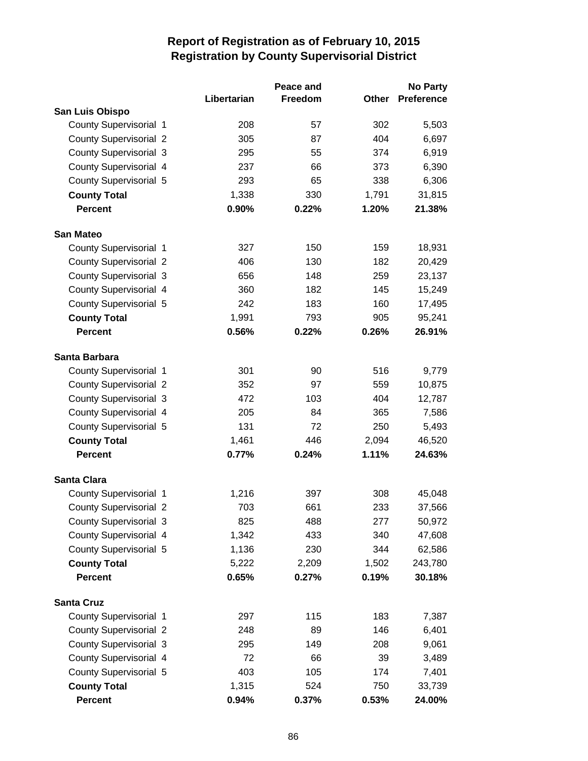# Report of Registration as of February 10, 2015
## Registration by County Supervisorial District

| | Libertarian | Peace and Freedom | Other | No Party Preference |
|---|---|---|---|---|
| **San Luis Obispo** | | | | |
| County Supervisorial 1 | 208 | 57 | 302 | 5,503 |
| County Supervisorial 2 | 305 | 87 | 404 | 6,697 |
| County Supervisorial 3 | 295 | 55 | 374 | 6,919 |
| County Supervisorial 4 | 237 | 66 | 373 | 6,390 |
| County Supervisorial 5 | 293 | 65 | 338 | 6,306 |
| **County Total** | 1,338 | 330 | 1,791 | 31,815 |
| **Percent** | **0.90%** | **0.22%** | **1.20%** | **21.38%** |
| **San Mateo** | | | | |
| County Supervisorial 1 | 327 | 150 | 159 | 18,931 |
| County Supervisorial 2 | 406 | 130 | 182 | 20,429 |
| County Supervisorial 3 | 656 | 148 | 259 | 23,137 |
| County Supervisorial 4 | 360 | 182 | 145 | 15,249 |
| County Supervisorial 5 | 242 | 183 | 160 | 17,495 |
| **County Total** | 1,991 | 793 | 905 | 95,241 |
| **Percent** | **0.56%** | **0.22%** | **0.26%** | **26.91%** |
| **Santa Barbara** | | | | |
| County Supervisorial 1 | 301 | 90 | 516 | 9,779 |
| County Supervisorial 2 | 352 | 97 | 559 | 10,875 |
| County Supervisorial 3 | 472 | 103 | 404 | 12,787 |
| County Supervisorial 4 | 205 | 84 | 365 | 7,586 |
| County Supervisorial 5 | 131 | 72 | 250 | 5,493 |
| **County Total** | 1,461 | 446 | 2,094 | 46,520 |
| **Percent** | **0.77%** | **0.24%** | **1.11%** | **24.63%** |
| **Santa Clara** | | | | |
| County Supervisorial 1 | 1,216 | 397 | 308 | 45,048 |
| County Supervisorial 2 | 703 | 661 | 233 | 37,566 |
| County Supervisorial 3 | 825 | 488 | 277 | 50,972 |
| County Supervisorial 4 | 1,342 | 433 | 340 | 47,608 |
| County Supervisorial 5 | 1,136 | 230 | 344 | 62,586 |
| **County Total** | 5,222 | 2,209 | 1,502 | 243,780 |
| **Percent** | **0.65%** | **0.27%** | **0.19%** | **30.18%** |
| **Santa Cruz** | | | | |
| County Supervisorial 1 | 297 | 115 | 183 | 7,387 |
| County Supervisorial 2 | 248 | 89 | 146 | 6,401 |
| County Supervisorial 3 | 295 | 149 | 208 | 9,061 |
| County Supervisorial 4 | 72 | 66 | 39 | 3,489 |
| County Supervisorial 5 | 403 | 105 | 174 | 7,401 |
| **County Total** | 1,315 | 524 | 750 | 33,739 |
| **Percent** | **0.94%** | **0.37%** | **0.53%** | **24.00%** |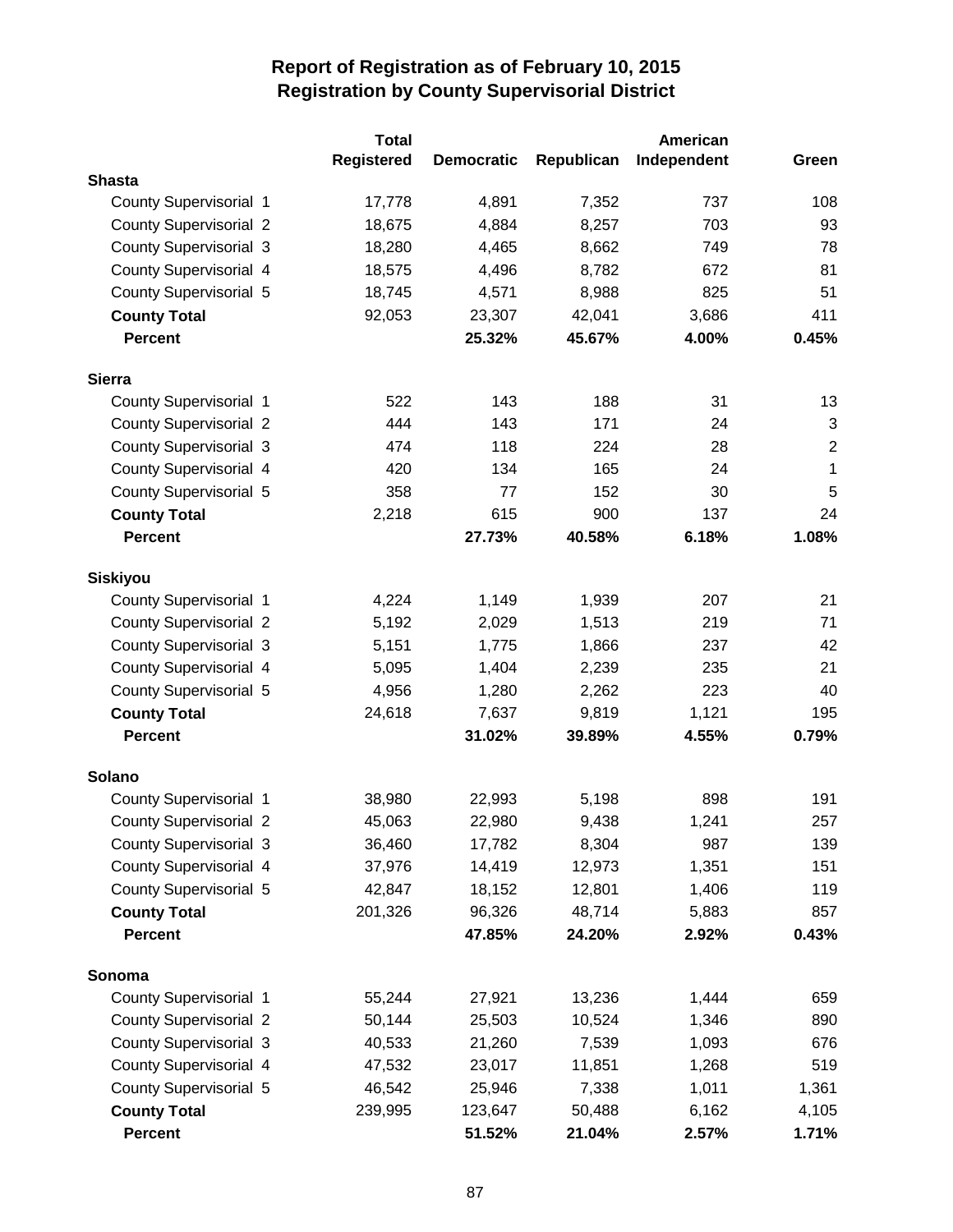# Report of Registration as of February 10, 2015
## Registration by County Supervisorial District

| | Total Registered | Democratic | Republican | American Independent | Green |
|---|---|---|---|---|---|
| **Shasta** | | | | | |
| County Supervisorial 1 | 17,778 | 4,891 | 7,352 | 737 | 108 |
| County Supervisorial 2 | 18,675 | 4,884 | 8,257 | 703 | 93 |
| County Supervisorial 3 | 18,280 | 4,465 | 8,662 | 749 | 78 |
| County Supervisorial 4 | 18,575 | 4,496 | 8,782 | 672 | 81 |
| County Supervisorial 5 | 18,745 | 4,571 | 8,988 | 825 | 51 |
| **County Total** | 92,053 | 23,307 | 42,041 | 3,686 | 411 |
| **Percent** | | **25.32%** | **45.67%** | **4.00%** | **0.45%** |
| **Sierra** | | | | | |
| County Supervisorial 1 | 522 | 143 | 188 | 31 | 13 |
| County Supervisorial 2 | 444 | 143 | 171 | 24 | 3 |
| County Supervisorial 3 | 474 | 118 | 224 | 28 | 2 |
| County Supervisorial 4 | 420 | 134 | 165 | 24 | 1 |
| County Supervisorial 5 | 358 | 77 | 152 | 30 | 5 |
| **County Total** | 2,218 | 615 | 900 | 137 | 24 |
| **Percent** | | **27.73%** | **40.58%** | **6.18%** | **1.08%** |
| **Siskiyou** | | | | | |
| County Supervisorial 1 | 4,224 | 1,149 | 1,939 | 207 | 21 |
| County Supervisorial 2 | 5,192 | 2,029 | 1,513 | 219 | 71 |
| County Supervisorial 3 | 5,151 | 1,775 | 1,866 | 237 | 42 |
| County Supervisorial 4 | 5,095 | 1,404 | 2,239 | 235 | 21 |
| County Supervisorial 5 | 4,956 | 1,280 | 2,262 | 223 | 40 |
| **County Total** | 24,618 | 7,637 | 9,819 | 1,121 | 195 |
| **Percent** | | **31.02%** | **39.89%** | **4.55%** | **0.79%** |
| **Solano** | | | | | |
| County Supervisorial 1 | 38,980 | 22,993 | 5,198 | 898 | 191 |
| County Supervisorial 2 | 45,063 | 22,980 | 9,438 | 1,241 | 257 |
| County Supervisorial 3 | 36,460 | 17,782 | 8,304 | 987 | 139 |
| County Supervisorial 4 | 37,976 | 14,419 | 12,973 | 1,351 | 151 |
| County Supervisorial 5 | 42,847 | 18,152 | 12,801 | 1,406 | 119 |
| **County Total** | 201,326 | 96,326 | 48,714 | 5,883 | 857 |
| **Percent** | | **47.85%** | **24.20%** | **2.92%** | **0.43%** |
| **Sonoma** | | | | | |
| County Supervisorial 1 | 55,244 | 27,921 | 13,236 | 1,444 | 659 |
| County Supervisorial 2 | 50,144 | 25,503 | 10,524 | 1,346 | 890 |
| County Supervisorial 3 | 40,533 | 21,260 | 7,539 | 1,093 | 676 |
| County Supervisorial 4 | 47,532 | 23,017 | 11,851 | 1,268 | 519 |
| County Supervisorial 5 | 46,542 | 25,946 | 7,338 | 1,011 | 1,361 |
| **County Total** | 239,995 | 123,647 | 50,488 | 6,162 | 4,105 |
| **Percent** | | **51.52%** | **21.04%** | **2.57%** | **1.71%** |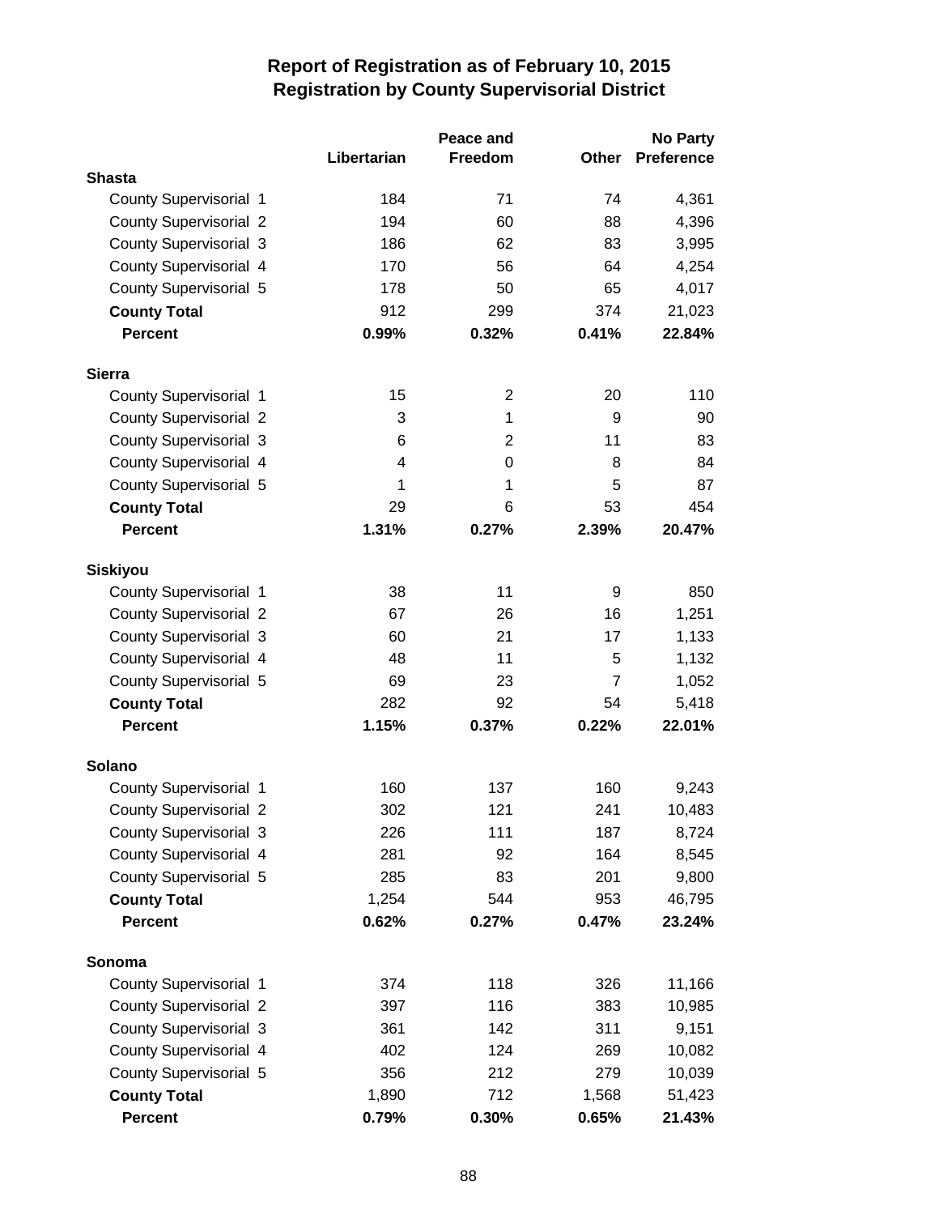# Report of Registration as of February 10, 2015
## Registration by County Supervisorial District

| | Libertarian | Peace and Freedom | Other | No Party Preference |
|---|---|---|---|---|
| **Shasta** | | | | |
| County Supervisorial 1 | 184 | 71 | 74 | 4,361 |
| County Supervisorial 2 | 194 | 60 | 88 | 4,396 |
| County Supervisorial 3 | 186 | 62 | 83 | 3,995 |
| County Supervisorial 4 | 170 | 56 | 64 | 4,254 |
| County Supervisorial 5 | 178 | 50 | 65 | 4,017 |
| **County Total** | 912 | 299 | 374 | 21,023 |
| **Percent** | **0.99%** | **0.32%** | **0.41%** | **22.84%** |
| **Sierra** | | | | |
| County Supervisorial 1 | 15 | 2 | 20 | 110 |
| County Supervisorial 2 | 3 | 1 | 9 | 90 |
| County Supervisorial 3 | 6 | 2 | 11 | 83 |
| County Supervisorial 4 | 4 | 0 | 8 | 84 |
| County Supervisorial 5 | 1 | 1 | 5 | 87 |
| **County Total** | 29 | 6 | 53 | 454 |
| **Percent** | **1.31%** | **0.27%** | **2.39%** | **20.47%** |
| **Siskiyou** | | | | |
| County Supervisorial 1 | 38 | 11 | 9 | 850 |
| County Supervisorial 2 | 67 | 26 | 16 | 1,251 |
| County Supervisorial 3 | 60 | 21 | 17 | 1,133 |
| County Supervisorial 4 | 48 | 11 | 5 | 1,132 |
| County Supervisorial 5 | 69 | 23 | 7 | 1,052 |
| **County Total** | 282 | 92 | 54 | 5,418 |
| **Percent** | **1.15%** | **0.37%** | **0.22%** | **22.01%** |
| **Solano** | | | | |
| County Supervisorial 1 | 160 | 137 | 160 | 9,243 |
| County Supervisorial 2 | 302 | 121 | 241 | 10,483 |
| County Supervisorial 3 | 226 | 111 | 187 | 8,724 |
| County Supervisorial 4 | 281 | 92 | 164 | 8,545 |
| County Supervisorial 5 | 285 | 83 | 201 | 9,800 |
| **County Total** | 1,254 | 544 | 953 | 46,795 |
| **Percent** | **0.62%** | **0.27%** | **0.47%** | **23.24%** |
| **Sonoma** | | | | |
| County Supervisorial 1 | 374 | 118 | 326 | 11,166 |
| County Supervisorial 2 | 397 | 116 | 383 | 10,985 |
| County Supervisorial 3 | 361 | 142 | 311 | 9,151 |
| County Supervisorial 4 | 402 | 124 | 269 | 10,082 |
| County Supervisorial 5 | 356 | 212 | 279 | 10,039 |
| **County Total** | 1,890 | 712 | 1,568 | 51,423 |
| **Percent** | **0.79%** | **0.30%** | **0.65%** | **21.43%** |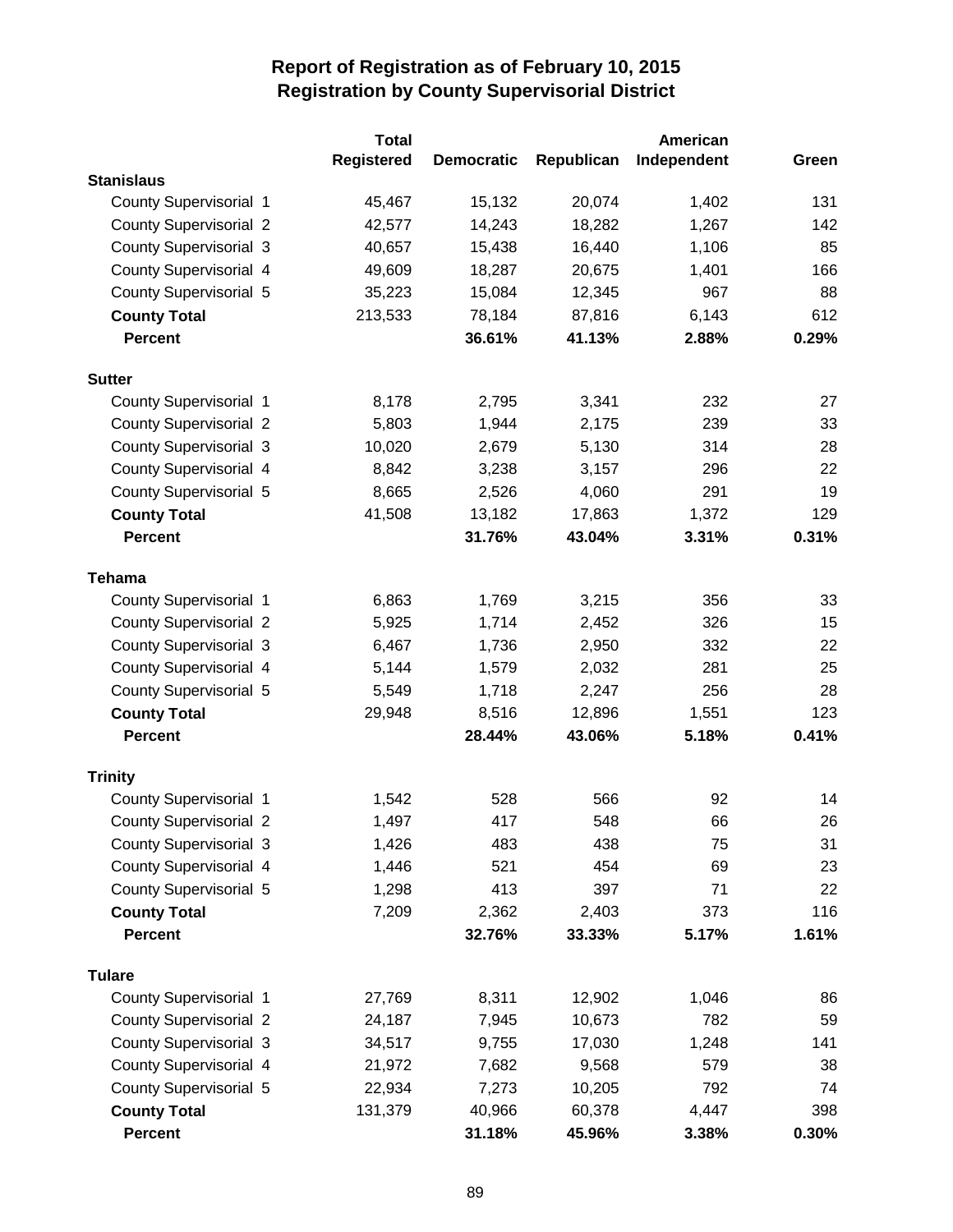# Report of Registration as of February 10, 2015
## Registration by County Supervisorial District

| | Total Registered | Democratic | Republican | American Independent | Green |
|---|---|---|---|---|---|
| **Stanislaus** | | | | | |
| County Supervisorial 1 | 45,467 | 15,132 | 20,074 | 1,402 | 131 |
| County Supervisorial 2 | 42,577 | 14,243 | 18,282 | 1,267 | 142 |
| County Supervisorial 3 | 40,657 | 15,438 | 16,440 | 1,106 | 85 |
| County Supervisorial 4 | 49,609 | 18,287 | 20,675 | 1,401 | 166 |
| County Supervisorial 5 | 35,223 | 15,084 | 12,345 | 967 | 88 |
| **County Total** | 213,533 | 78,184 | 87,816 | 6,143 | 612 |
| **Percent** | | **36.61%** | **41.13%** | **2.88%** | **0.29%** |
| **Sutter** | | | | | |
| County Supervisorial 1 | 8,178 | 2,795 | 3,341 | 232 | 27 |
| County Supervisorial 2 | 5,803 | 1,944 | 2,175 | 239 | 33 |
| County Supervisorial 3 | 10,020 | 2,679 | 5,130 | 314 | 28 |
| County Supervisorial 4 | 8,842 | 3,238 | 3,157 | 296 | 22 |
| County Supervisorial 5 | 8,665 | 2,526 | 4,060 | 291 | 19 |
| **County Total** | 41,508 | 13,182 | 17,863 | 1,372 | 129 |
| **Percent** | | **31.76%** | **43.04%** | **3.31%** | **0.31%** |
| **Tehama** | | | | | |
| County Supervisorial 1 | 6,863 | 1,769 | 3,215 | 356 | 33 |
| County Supervisorial 2 | 5,925 | 1,714 | 2,452 | 326 | 15 |
| County Supervisorial 3 | 6,467 | 1,736 | 2,950 | 332 | 22 |
| County Supervisorial 4 | 5,144 | 1,579 | 2,032 | 281 | 25 |
| County Supervisorial 5 | 5,549 | 1,718 | 2,247 | 256 | 28 |
| **County Total** | 29,948 | 8,516 | 12,896 | 1,551 | 123 |
| **Percent** | | **28.44%** | **43.06%** | **5.18%** | **0.41%** |
| **Trinity** | | | | | |
| County Supervisorial 1 | 1,542 | 528 | 566 | 92 | 14 |
| County Supervisorial 2 | 1,497 | 417 | 548 | 66 | 26 |
| County Supervisorial 3 | 1,426 | 483 | 438 | 75 | 31 |
| County Supervisorial 4 | 1,446 | 521 | 454 | 69 | 23 |
| County Supervisorial 5 | 1,298 | 413 | 397 | 71 | 22 |
| **County Total** | 7,209 | 2,362 | 2,403 | 373 | 116 |
| **Percent** | | **32.76%** | **33.33%** | **5.17%** | **1.61%** |
| **Tulare** | | | | | |
| County Supervisorial 1 | 27,769 | 8,311 | 12,902 | 1,046 | 86 |
| County Supervisorial 2 | 24,187 | 7,945 | 10,673 | 782 | 59 |
| County Supervisorial 3 | 34,517 | 9,755 | 17,030 | 1,248 | 141 |
| County Supervisorial 4 | 21,972 | 7,682 | 9,568 | 579 | 38 |
| County Supervisorial 5 | 22,934 | 7,273 | 10,205 | 792 | 74 |
| **County Total** | 131,379 | 40,966 | 60,378 | 4,447 | 398 |
| **Percent** | | **31.18%** | **45.96%** | **3.38%** | **0.30%** |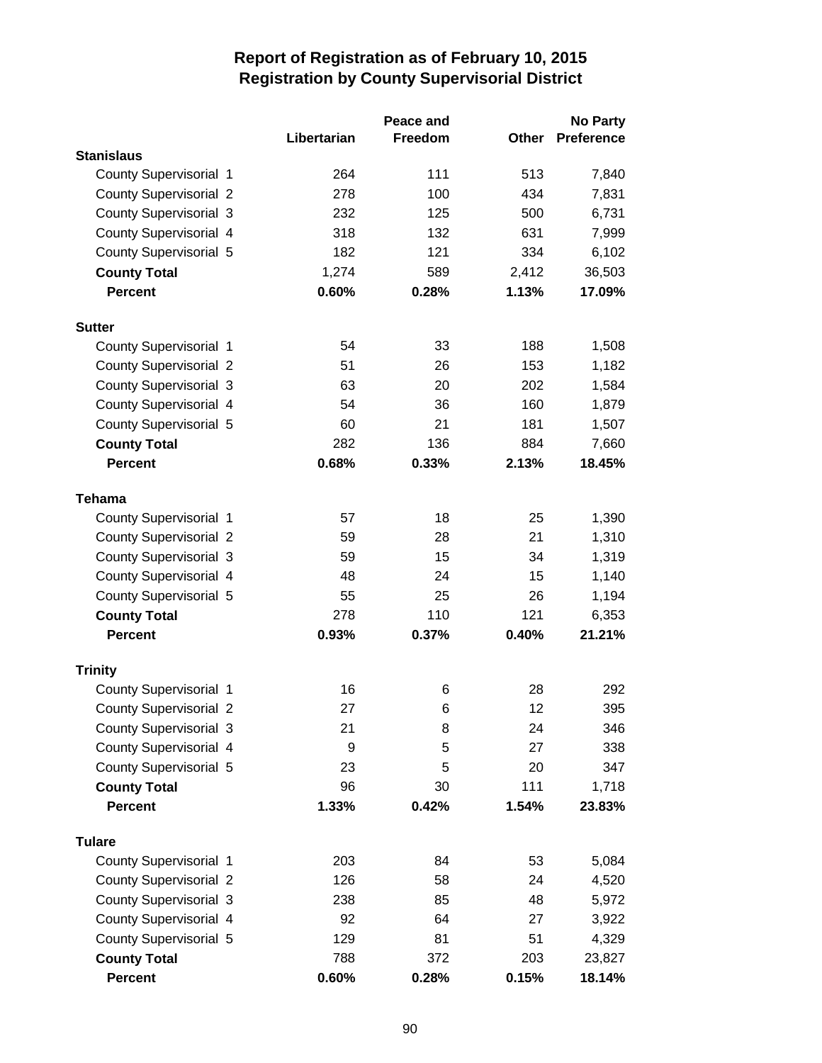# Report of Registration as of February 10, 2015
## Registration by County Supervisorial District

| | Libertarian | Peace and Freedom | Other | No Party Preference |
|---|---|---|---|---|
| **Stanislaus** | | | | |
| County Supervisorial 1 | 264 | 111 | 513 | 7,840 |
| County Supervisorial 2 | 278 | 100 | 434 | 7,831 |
| County Supervisorial 3 | 232 | 125 | 500 | 6,731 |
| County Supervisorial 4 | 318 | 132 | 631 | 7,999 |
| County Supervisorial 5 | 182 | 121 | 334 | 6,102 |
| **County Total** | 1,274 | 589 | 2,412 | 36,503 |
| **Percent** | **0.60%** | **0.28%** | **1.13%** | **17.09%** |
| **Sutter** | | | | |
| County Supervisorial 1 | 54 | 33 | 188 | 1,508 |
| County Supervisorial 2 | 51 | 26 | 153 | 1,182 |
| County Supervisorial 3 | 63 | 20 | 202 | 1,584 |
| County Supervisorial 4 | 54 | 36 | 160 | 1,879 |
| County Supervisorial 5 | 60 | 21 | 181 | 1,507 |
| **County Total** | 282 | 136 | 884 | 7,660 |
| **Percent** | **0.68%** | **0.33%** | **2.13%** | **18.45%** |
| **Tehama** | | | | |
| County Supervisorial 1 | 57 | 18 | 25 | 1,390 |
| County Supervisorial 2 | 59 | 28 | 21 | 1,310 |
| County Supervisorial 3 | 59 | 15 | 34 | 1,319 |
| County Supervisorial 4 | 48 | 24 | 15 | 1,140 |
| County Supervisorial 5 | 55 | 25 | 26 | 1,194 |
| **County Total** | 278 | 110 | 121 | 6,353 |
| **Percent** | **0.93%** | **0.37%** | **0.40%** | **21.21%** |
| **Trinity** | | | | |
| County Supervisorial 1 | 16 | 6 | 28 | 292 |
| County Supervisorial 2 | 27 | 6 | 12 | 395 |
| County Supervisorial 3 | 21 | 8 | 24 | 346 |
| County Supervisorial 4 | 9 | 5 | 27 | 338 |
| County Supervisorial 5 | 23 | 5 | 20 | 347 |
| **County Total** | 96 | 30 | 111 | 1,718 |
| **Percent** | **1.33%** | **0.42%** | **1.54%** | **23.83%** |
| **Tulare** | | | | |
| County Supervisorial 1 | 203 | 84 | 53 | 5,084 |
| County Supervisorial 2 | 126 | 58 | 24 | 4,520 |
| County Supervisorial 3 | 238 | 85 | 48 | 5,972 |
| County Supervisorial 4 | 92 | 64 | 27 | 3,922 |
| County Supervisorial 5 | 129 | 81 | 51 | 4,329 |
| **County Total** | 788 | 372 | 203 | 23,827 |
| **Percent** | **0.60%** | **0.28%** | **0.15%** | **18.14%** |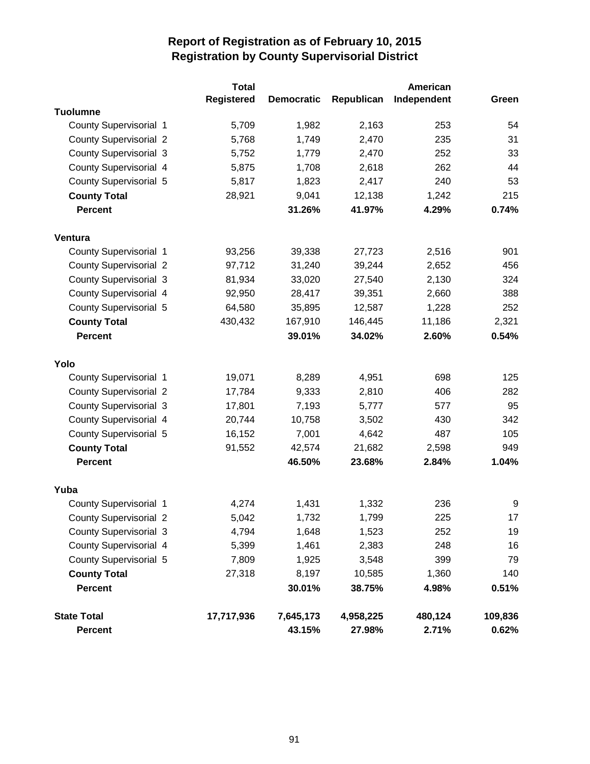# Report of Registration as of February 10, 2015
## Registration by County Supervisorial District

| | Total Registered | Democratic | Republican | American Independent | Green |
|---|---|---|---|---|---|
| **Tuolumne** | | | | | |
| County Supervisorial 1 | 5,709 | 1,982 | 2,163 | 253 | 54 |
| County Supervisorial 2 | 5,768 | 1,749 | 2,470 | 235 | 31 |
| County Supervisorial 3 | 5,752 | 1,779 | 2,470 | 252 | 33 |
| County Supervisorial 4 | 5,875 | 1,708 | 2,618 | 262 | 44 |
| County Supervisorial 5 | 5,817 | 1,823 | 2,417 | 240 | 53 |
| **County Total** | 28,921 | 9,041 | 12,138 | 1,242 | 215 |
| **Percent** | | **31.26%** | **41.97%** | **4.29%** | **0.74%** |
| **Ventura** | | | | | |
| County Supervisorial 1 | 93,256 | 39,338 | 27,723 | 2,516 | 901 |
| County Supervisorial 2 | 97,712 | 31,240 | 39,244 | 2,652 | 456 |
| County Supervisorial 3 | 81,934 | 33,020 | 27,540 | 2,130 | 324 |
| County Supervisorial 4 | 92,950 | 28,417 | 39,351 | 2,660 | 388 |
| County Supervisorial 5 | 64,580 | 35,895 | 12,587 | 1,228 | 252 |
| **County Total** | 430,432 | 167,910 | 146,445 | 11,186 | 2,321 |
| **Percent** | | **39.01%** | **34.02%** | **2.60%** | **0.54%** |
| **Yolo** | | | | | |
| County Supervisorial 1 | 19,071 | 8,289 | 4,951 | 698 | 125 |
| County Supervisorial 2 | 17,784 | 9,333 | 2,810 | 406 | 282 |
| County Supervisorial 3 | 17,801 | 7,193 | 5,777 | 577 | 95 |
| County Supervisorial 4 | 20,744 | 10,758 | 3,502 | 430 | 342 |
| County Supervisorial 5 | 16,152 | 7,001 | 4,642 | 487 | 105 |
| **County Total** | 91,552 | 42,574 | 21,682 | 2,598 | 949 |
| **Percent** | | **46.50%** | **23.68%** | **2.84%** | **1.04%** |
| **Yuba** | | | | | |
| County Supervisorial 1 | 4,274 | 1,431 | 1,332 | 236 | 9 |
| County Supervisorial 2 | 5,042 | 1,732 | 1,799 | 225 | 17 |
| County Supervisorial 3 | 4,794 | 1,648 | 1,523 | 252 | 19 |
| County Supervisorial 4 | 5,399 | 1,461 | 2,383 | 248 | 16 |
| County Supervisorial 5 | 7,809 | 1,925 | 3,548 | 399 | 79 |
| **County Total** | 27,318 | 8,197 | 10,585 | 1,360 | 140 |
| **Percent** | | **30.01%** | **38.75%** | **4.98%** | **0.51%** |
| **State Total** | **17,717,936** | **7,645,173** | **4,958,225** | **480,124** | **109,836** |
| **Percent** | | **43.15%** | **27.98%** | **2.71%** | **0.62%** |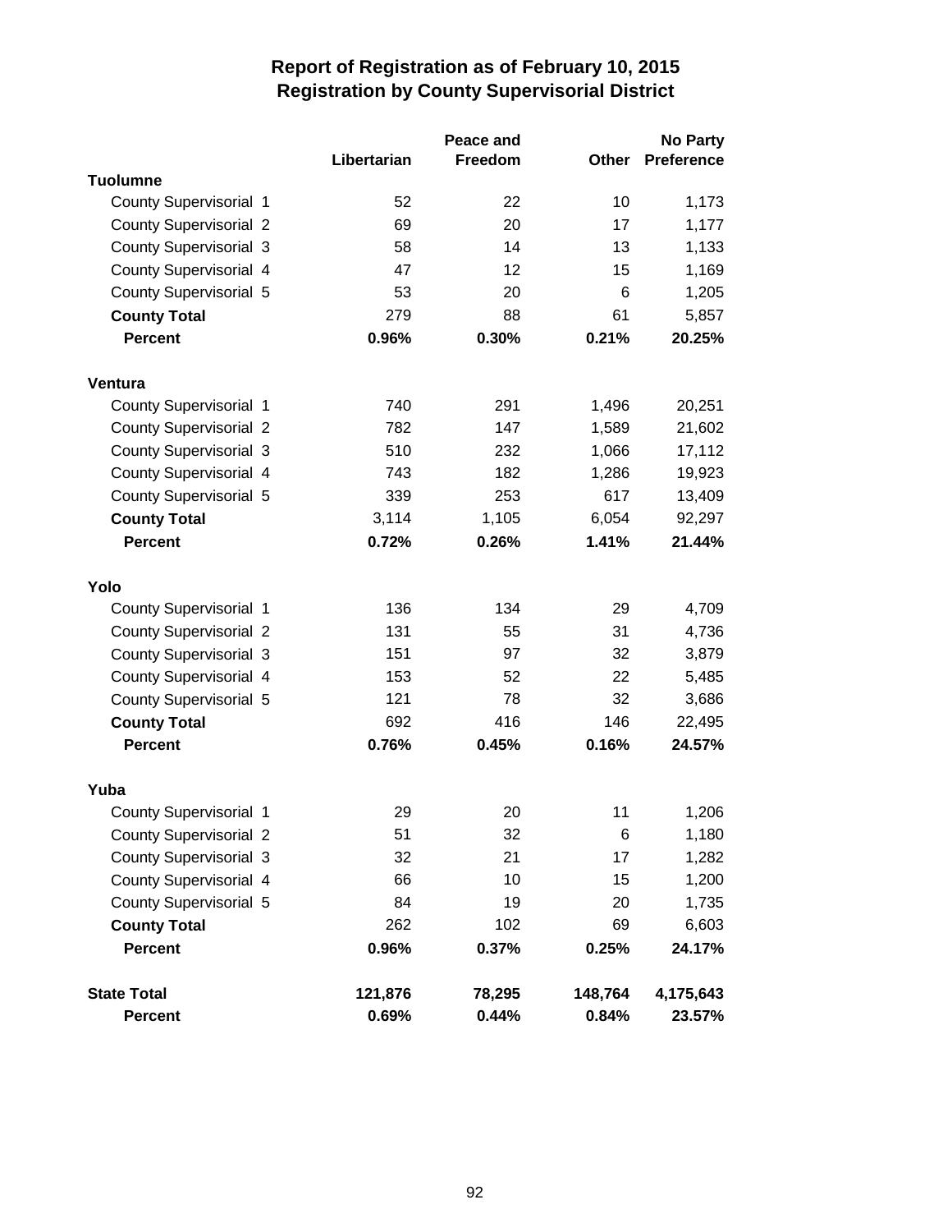# Report of Registration as of February 10, 2015
## Registration by County Supervisorial District

| | Libertarian | Peace and Freedom | Other | No Party Preference |
|---|---|---|---|---|
| **Tuolumne** | | | | |
| County Supervisorial 1 | 52 | 22 | 10 | 1,173 |
| County Supervisorial 2 | 69 | 20 | 17 | 1,177 |
| County Supervisorial 3 | 58 | 14 | 13 | 1,133 |
| County Supervisorial 4 | 47 | 12 | 15 | 1,169 |
| County Supervisorial 5 | 53 | 20 | 6 | 1,205 |
| **County Total** | 279 | 88 | 61 | 5,857 |
| **Percent** | **0.96%** | **0.30%** | **0.21%** | **20.25%** |
| **Ventura** | | | | |
| County Supervisorial 1 | 740 | 291 | 1,496 | 20,251 |
| County Supervisorial 2 | 782 | 147 | 1,589 | 21,602 |
| County Supervisorial 3 | 510 | 232 | 1,066 | 17,112 |
| County Supervisorial 4 | 743 | 182 | 1,286 | 19,923 |
| County Supervisorial 5 | 339 | 253 | 617 | 13,409 |
| **County Total** | 3,114 | 1,105 | 6,054 | 92,297 |
| **Percent** | **0.72%** | **0.26%** | **1.41%** | **21.44%** |
| **Yolo** | | | | |
| County Supervisorial 1 | 136 | 134 | 29 | 4,709 |
| County Supervisorial 2 | 131 | 55 | 31 | 4,736 |
| County Supervisorial 3 | 151 | 97 | 32 | 3,879 |
| County Supervisorial 4 | 153 | 52 | 22 | 5,485 |
| County Supervisorial 5 | 121 | 78 | 32 | 3,686 |
| **County Total** | 692 | 416 | 146 | 22,495 |
| **Percent** | **0.76%** | **0.45%** | **0.16%** | **24.57%** |
| **Yuba** | | | | |
| County Supervisorial 1 | 29 | 20 | 11 | 1,206 |
| County Supervisorial 2 | 51 | 32 | 6 | 1,180 |
| County Supervisorial 3 | 32 | 21 | 17 | 1,282 |
| County Supervisorial 4 | 66 | 10 | 15 | 1,200 |
| County Supervisorial 5 | 84 | 19 | 20 | 1,735 |
| **County Total** | 262 | 102 | 69 | 6,603 |
| **Percent** | **0.96%** | **0.37%** | **0.25%** | **24.17%** |
| **State Total** | **121,876** | **78,295** | **148,764** | **4,175,643** |
| **Percent** | **0.69%** | **0.44%** | **0.84%** | **23.57%** |